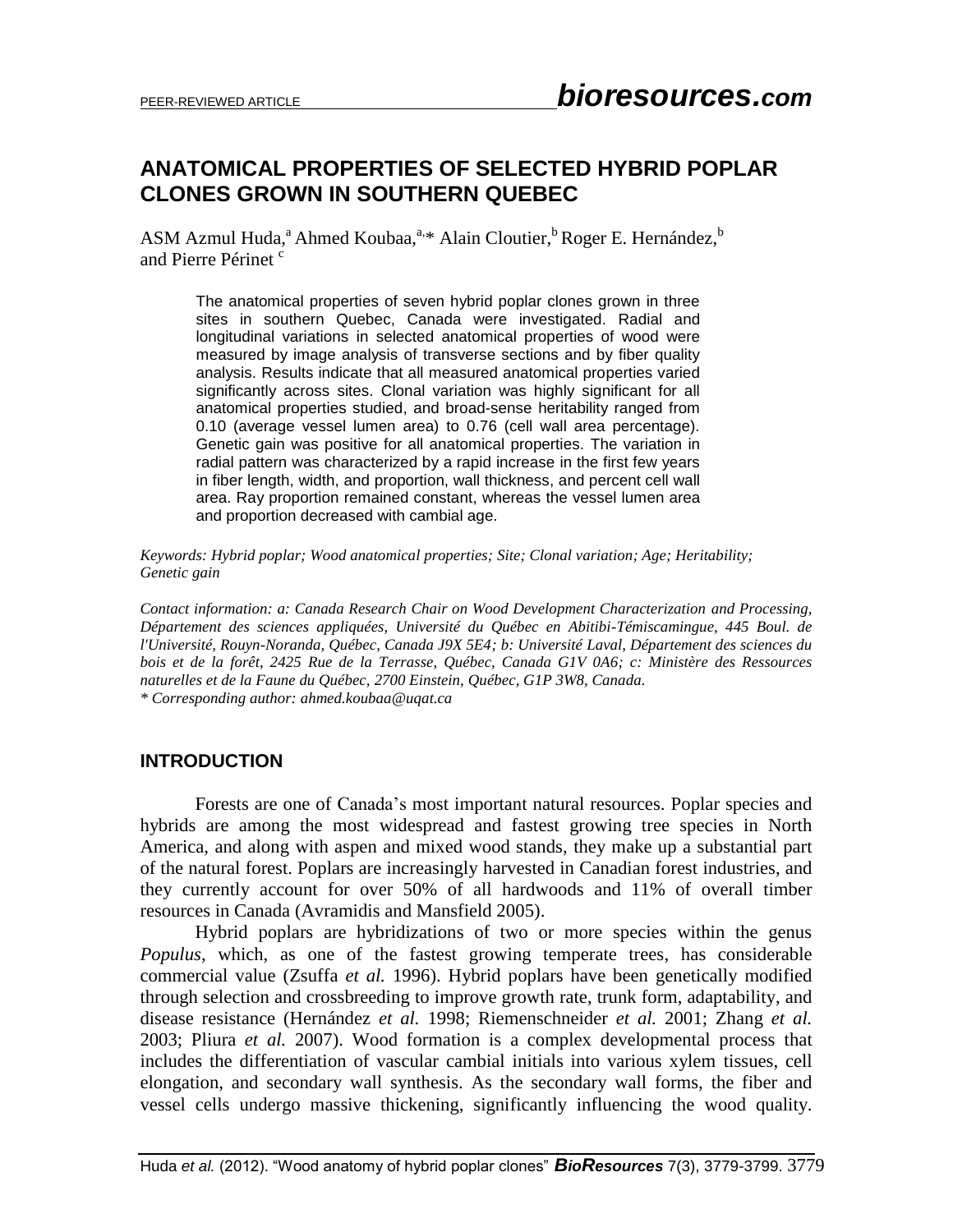# ANATOMICAL PROPERTIES OF SELECTED HYBRID POPLAR CLONES GROWN IN SOUTHERN QUEBEC

ASM Azmul Huda,[a] Ahmed Koubaa,[a,*] Alain Cloutier,[b] Roger E. Hernández,[b] and Pierre Périnet [c]

The anatomical properties of seven hybrid poplar clones grown in three sites in southern Quebec, Canada were investigated. Radial and longitudinal variations in selected anatomical properties of wood were measured by image analysis of transverse sections and by fiber quality analysis. Results indicate that all measured anatomical properties varied significantly across sites. Clonal variation was highly significant for all anatomical properties studied, and broad-sense heritability ranged from 0.10 (average vessel lumen area) to 0.76 (cell wall area percentage). Genetic gain was positive for all anatomical properties. The variation in radial pattern was characterized by a rapid increase in the first few years in fiber length, width, and proportion, wall thickness, and percent cell wall area. Ray proportion remained constant, whereas the vessel lumen area and proportion decreased with cambial age.

*Keywords: Hybrid poplar; Wood anatomical properties; Site; Clonal variation; Age; Heritability; Genetic gain*

*Contact information: a: Canada Research Chair on Wood Development Characterization and Processing, Département des sciences appliquées, Université du Québec en Abitibi-Témiscamingue, 445 Boul. de l'Université, Rouyn-Noranda, Québec, Canada J9X 5E4; b: Université Laval, Département des sciences du bois et de la forêt, 2425 Rue de la Terrasse, Québec, Canada G1V 0A6; c: Ministère des Ressources naturelles et de la Faune du Québec, 2700 Einstein, Québec, G1P 3W8, Canada.*
*\* Corresponding author: ahmed.koubaa@uqat.ca*

## INTRODUCTION

Forests are one of Canada's most important natural resources. Poplar species and hybrids are among the most widespread and fastest growing tree species in North America, and along with aspen and mixed wood stands, they make up a substantial part of the natural forest. Poplars are increasingly harvested in Canadian forest industries, and they currently account for over 50% of all hardwoods and 11% of overall timber resources in Canada (Avramidis and Mansfield 2005).

Hybrid poplars are hybridizations of two or more species within the genus *Populus*, which, as one of the fastest growing temperate trees, has considerable commercial value (Zsuffa *et al.* 1996). Hybrid poplars have been genetically modified through selection and crossbreeding to improve growth rate, trunk form, adaptability, and disease resistance (Hernández *et al.* 1998; Riemenschneider *et al.* 2001; Zhang *et al.* 2003; Pliura *et al.* 2007). Wood formation is a complex developmental process that includes the differentiation of vascular cambial initials into various xylem tissues, cell elongation, and secondary wall synthesis. As the secondary wall forms, the fiber and vessel cells undergo massive thickening, significantly influencing the wood quality.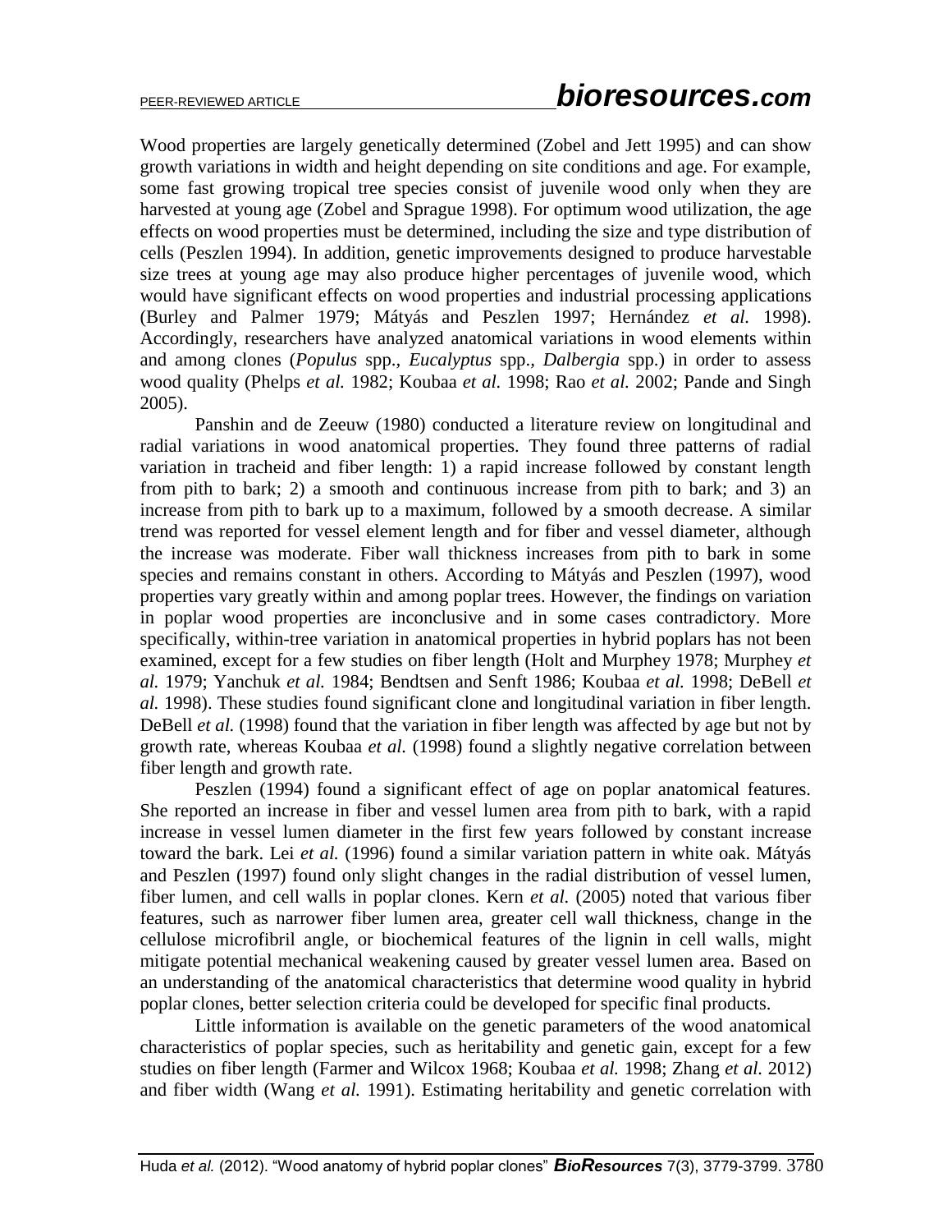Wood properties are largely genetically determined (Zobel and Jett 1995) and can show growth variations in width and height depending on site conditions and age. For example, some fast growing tropical tree species consist of juvenile wood only when they are harvested at young age (Zobel and Sprague 1998). For optimum wood utilization, the age effects on wood properties must be determined, including the size and type distribution of cells (Peszlen 1994). In addition, genetic improvements designed to produce harvestable size trees at young age may also produce higher percentages of juvenile wood, which would have significant effects on wood properties and industrial processing applications (Burley and Palmer 1979; Mátyás and Peszlen 1997; Hernández *et al.* 1998). Accordingly, researchers have analyzed anatomical variations in wood elements within and among clones (*Populus* spp., *Eucalyptus* spp., *Dalbergia* spp.) in order to assess wood quality (Phelps *et al.* 1982; Koubaa *et al.* 1998; Rao *et al.* 2002; Pande and Singh 2005).

Panshin and de Zeeuw (1980) conducted a literature review on longitudinal and radial variations in wood anatomical properties. They found three patterns of radial variation in tracheid and fiber length: 1) a rapid increase followed by constant length from pith to bark; 2) a smooth and continuous increase from pith to bark; and 3) an increase from pith to bark up to a maximum, followed by a smooth decrease. A similar trend was reported for vessel element length and for fiber and vessel diameter, although the increase was moderate. Fiber wall thickness increases from pith to bark in some species and remains constant in others. According to Mátyás and Peszlen (1997), wood properties vary greatly within and among poplar trees. However, the findings on variation in poplar wood properties are inconclusive and in some cases contradictory. More specifically, within-tree variation in anatomical properties in hybrid poplars has not been examined, except for a few studies on fiber length (Holt and Murphey 1978; Murphey *et al.* 1979; Yanchuk *et al.* 1984; Bendtsen and Senft 1986; Koubaa *et al.* 1998; DeBell *et al.* 1998). These studies found significant clone and longitudinal variation in fiber length. DeBell *et al.* (1998) found that the variation in fiber length was affected by age but not by growth rate, whereas Koubaa *et al.* (1998) found a slightly negative correlation between fiber length and growth rate.

Peszlen (1994) found a significant effect of age on poplar anatomical features. She reported an increase in fiber and vessel lumen area from pith to bark, with a rapid increase in vessel lumen diameter in the first few years followed by constant increase toward the bark. Lei *et al.* (1996) found a similar variation pattern in white oak. Mátyás and Peszlen (1997) found only slight changes in the radial distribution of vessel lumen, fiber lumen, and cell walls in poplar clones. Kern *et al.* (2005) noted that various fiber features, such as narrower fiber lumen area, greater cell wall thickness, change in the cellulose microfibril angle, or biochemical features of the lignin in cell walls, might mitigate potential mechanical weakening caused by greater vessel lumen area. Based on an understanding of the anatomical characteristics that determine wood quality in hybrid poplar clones, better selection criteria could be developed for specific final products.

Little information is available on the genetic parameters of the wood anatomical characteristics of poplar species, such as heritability and genetic gain, except for a few studies on fiber length (Farmer and Wilcox 1968; Koubaa *et al.* 1998; Zhang *et al.* 2012) and fiber width (Wang *et al.* 1991). Estimating heritability and genetic correlation with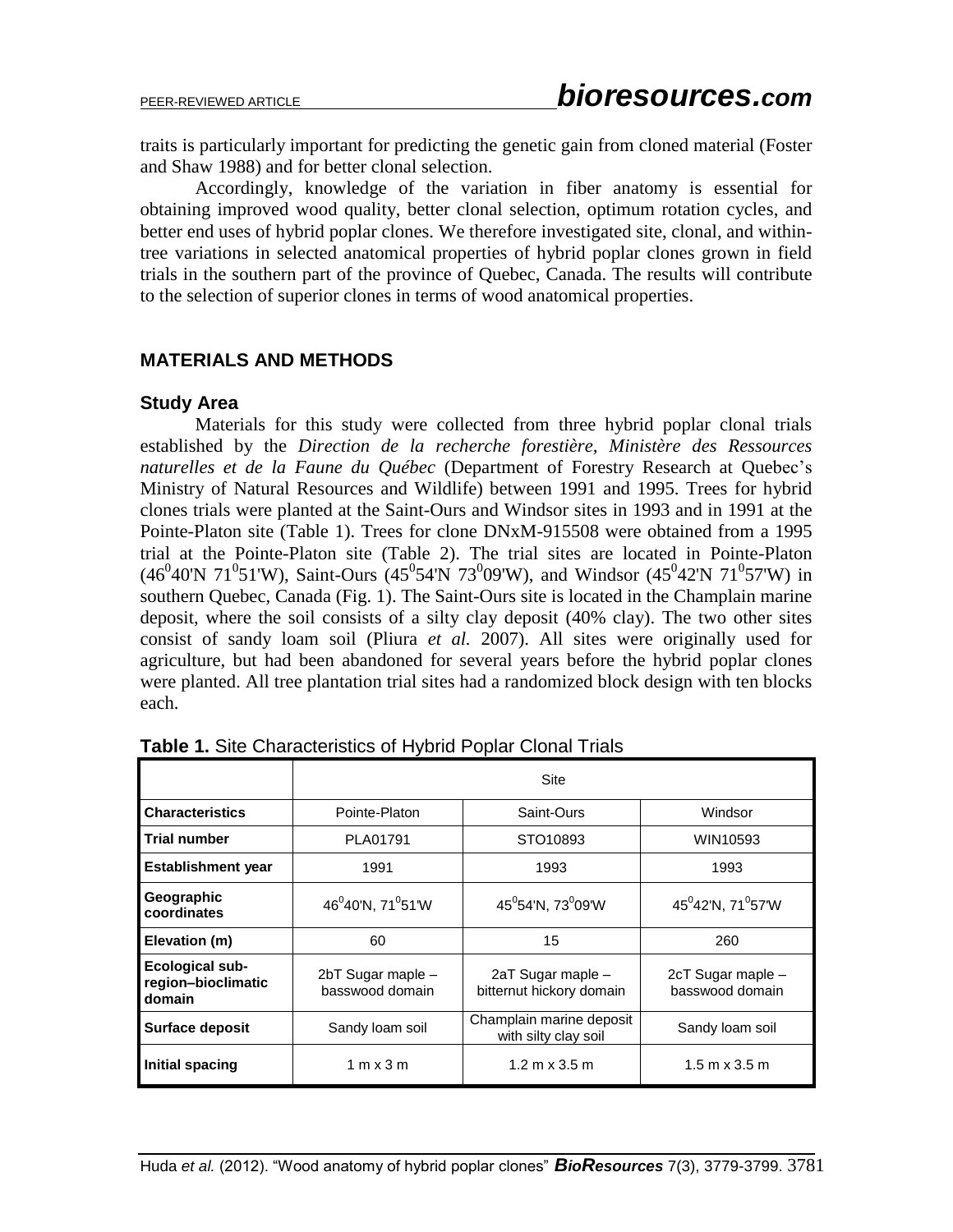traits is particularly important for predicting the genetic gain from cloned material (Foster and Shaw 1988) and for better clonal selection.

Accordingly, knowledge of the variation in fiber anatomy is essential for obtaining improved wood quality, better clonal selection, optimum rotation cycles, and better end uses of hybrid poplar clones. We therefore investigated site, clonal, and within-tree variations in selected anatomical properties of hybrid poplar clones grown in field trials in the southern part of the province of Quebec, Canada. The results will contribute to the selection of superior clones in terms of wood anatomical properties.

## MATERIALS AND METHODS

### Study Area

Materials for this study were collected from three hybrid poplar clonal trials established by the *Direction de la recherche forestière, Ministère des Ressources naturelles et de la Faune du Québec* (Department of Forestry Research at Quebec's Ministry of Natural Resources and Wildlife) between 1991 and 1995. Trees for hybrid clones trials were planted at the Saint-Ours and Windsor sites in 1993 and in 1991 at the Pointe-Platon site (Table 1). Trees for clone DNxM-915508 were obtained from a 1995 trial at the Pointe-Platon site (Table 2). The trial sites are located in Pointe-Platon ($46^0$40'N $71^0$51'W), Saint-Ours ($45^0$54'N $73^0$09'W), and Windsor ($45^0$42'N $71^0$57'W) in southern Quebec, Canada (Fig. 1). The Saint-Ours site is located in the Champlain marine deposit, where the soil consists of a silty clay deposit (40% clay). The two other sites consist of sandy loam soil (Pliura *et al.* 2007). All sites were originally used for agriculture, but had been abandoned for several years before the hybrid poplar clones were planted. All tree plantation trial sites had a randomized block design with ten blocks each.

**Table 1.** Site Characteristics of Hybrid Poplar Clonal Trials

| | Site | | |
|---|---|---|---|
| **Characteristics** | Pointe-Platon | Saint-Ours | Windsor |
| **Trial number** | PLA01791 | STO10893 | WIN10593 |
| **Establishment year** | 1991 | 1993 | 1993 |
| **Geographic coordinates** | $46^0$40'N, $71^0$51'W | $45^0$54'N, $73^0$09'W | $45^0$42'N, $71^0$57'W |
| **Elevation (m)** | 60 | 15 | 260 |
| **Ecological sub-region–bioclimatic domain** | 2bT Sugar maple – basswood domain | 2aT Sugar maple – bitternut hickory domain | 2cT Sugar maple – basswood domain |
| **Surface deposit** | Sandy loam soil | Champlain marine deposit with silty clay soil | Sandy loam soil |
| **Initial spacing** | 1 m x 3 m | 1.2 m x 3.5 m | 1.5 m x 3.5 m |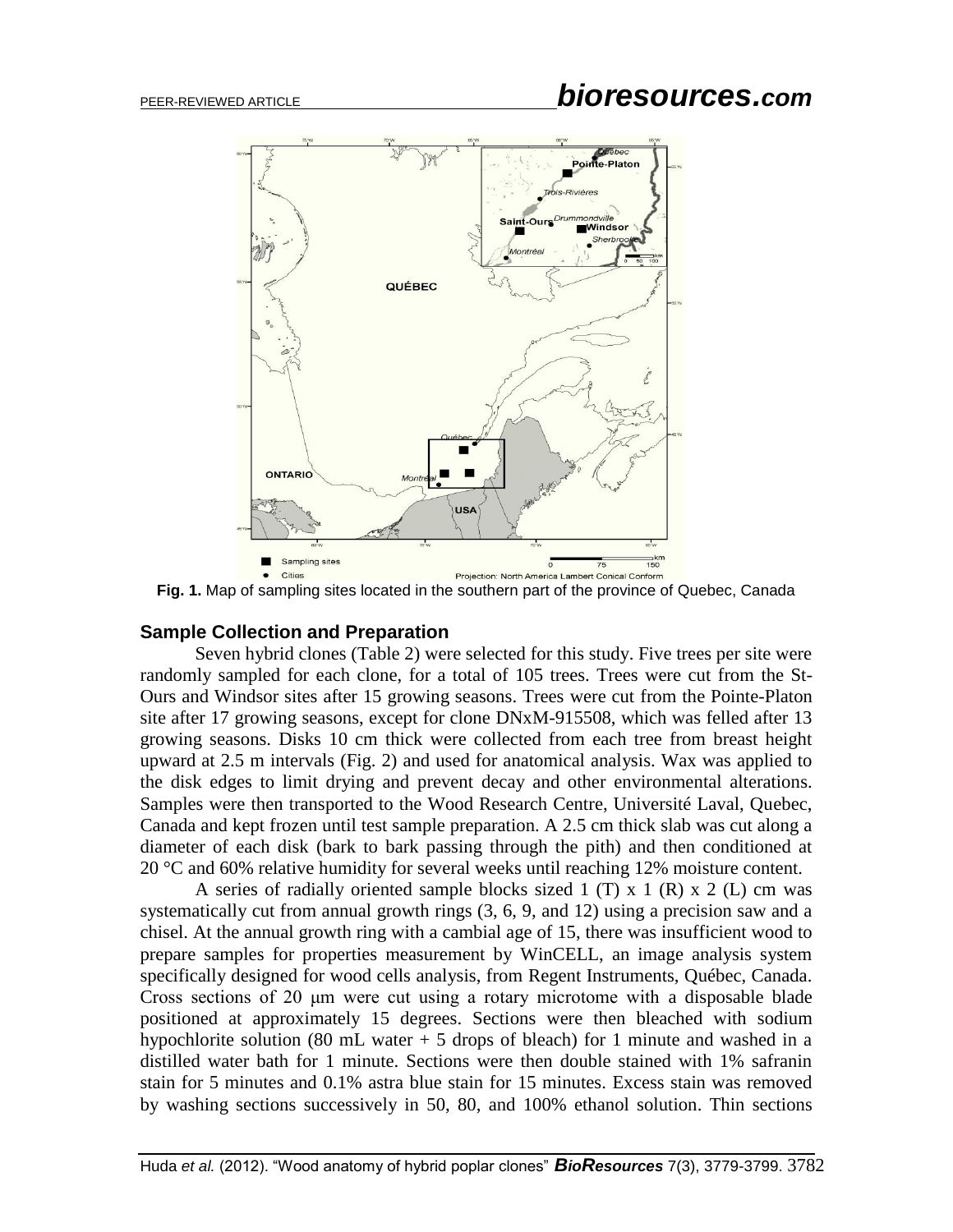**Fig. 1.** Map of sampling sites located in the southern part of the province of Quebec, Canada

### Sample Collection and Preparation

Seven hybrid clones (Table 2) were selected for this study. Five trees per site were randomly sampled for each clone, for a total of 105 trees. Trees were cut from the St-Ours and Windsor sites after 15 growing seasons. Trees were cut from the Pointe-Platon site after 17 growing seasons, except for clone DNxM-915508, which was felled after 13 growing seasons. Disks 10 cm thick were collected from each tree from breast height upward at 2.5 m intervals (Fig. 2) and used for anatomical analysis. Wax was applied to the disk edges to limit drying and prevent decay and other environmental alterations. Samples were then transported to the Wood Research Centre, Université Laval, Quebec, Canada and kept frozen until test sample preparation. A 2.5 cm thick slab was cut along a diameter of each disk (bark to bark passing through the pith) and then conditioned at 20 °C and 60% relative humidity for several weeks until reaching 12% moisture content.

A series of radially oriented sample blocks sized 1 (T) x 1 (R) x 2 (L) cm was systematically cut from annual growth rings (3, 6, 9, and 12) using a precision saw and a chisel. At the annual growth ring with a cambial age of 15, there was insufficient wood to prepare samples for properties measurement by WinCELL, an image analysis system specifically designed for wood cells analysis, from Regent Instruments, Québec, Canada. Cross sections of 20 μm were cut using a rotary microtome with a disposable blade positioned at approximately 15 degrees. Sections were then bleached with sodium hypochlorite solution (80 mL water + 5 drops of bleach) for 1 minute and washed in a distilled water bath for 1 minute. Sections were then double stained with 1% safranin stain for 5 minutes and 0.1% astra blue stain for 15 minutes. Excess stain was removed by washing sections successively in 50, 80, and 100% ethanol solution. Thin sections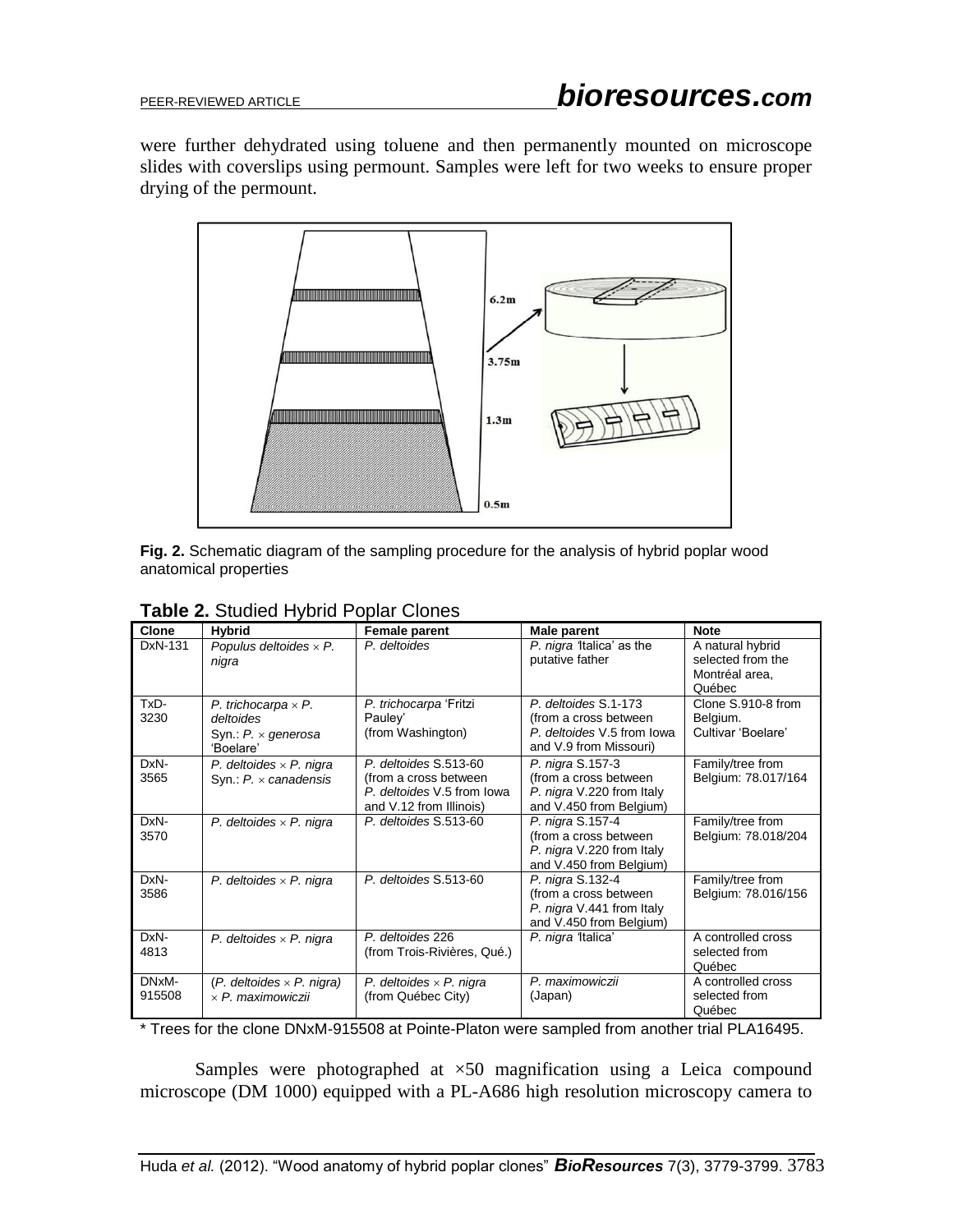were further dehydrated using toluene and then permanently mounted on microscope slides with coverslips using permount. Samples were left for two weeks to ensure proper drying of the permount.

**Fig. 2.** Schematic diagram of the sampling procedure for the analysis of hybrid poplar wood anatomical properties

**Table 2.** Studied Hybrid Poplar Clones

| Clone | Hybrid | Female parent | Male parent | Note |
|---|---|---|---|---|
| DxN-131 | *Populus deltoides* × *P. nigra* | *P. deltoides* | *P. nigra* 'Italica' as the putative father | A natural hybrid selected from the Montréal area, Québec |
| TxD-3230 | *P. trichocarpa* × *P. deltoides* Syn.: *P.* × *generosa* 'Boelare' | *P. trichocarpa* 'Fritzi Pauley' (from Washington) | *P. deltoides* S.1-173 (from a cross between *P. deltoides* V.5 from Iowa and V.9 from Missouri) | Clone S.910-8 from Belgium. Cultivar 'Boelare' |
| DxN-3565 | *P. deltoides* × *P. nigra* Syn.: *P.* × *canadensis* | *P. deltoides* S.513-60 (from a cross between *P. deltoides* V.5 from Iowa and V.12 from Illinois) | *P. nigra* S.157-3 (from a cross between *P. nigra* V.220 from Italy and V.450 from Belgium) | Family/tree from Belgium: 78.017/164 |
| DxN-3570 | *P. deltoides* × *P. nigra* | *P. deltoides* S.513-60 | *P. nigra* S.157-4 (from a cross between *P. nigra* V.220 from Italy and V.450 from Belgium) | Family/tree from Belgium: 78.018/204 |
| DxN-3586 | *P. deltoides* × *P. nigra* | *P. deltoides* S.513-60 | *P. nigra* S.132-4 (from a cross between *P. nigra* V.441 from Italy and V.450 from Belgium) | Family/tree from Belgium: 78.016/156 |
| DxN-4813 | *P. deltoides* × *P. nigra* | *P. deltoides* 226 (from Trois-Rivières, Qué.) | *P. nigra* 'Italica' | A controlled cross selected from Québec |
| DNxM-915508 | (*P. deltoides* × *P. nigra*) × *P. maximowiczii* | *P. deltoides* × *P. nigra* (from Québec City) | *P. maximowiczii* (Japan) | A controlled cross selected from Québec |

\* Trees for the clone DNxM-915508 at Pointe-Platon were sampled from another trial PLA16495.

Samples were photographed at ×50 magnification using a Leica compound microscope (DM 1000) equipped with a PL-A686 high resolution microscopy camera to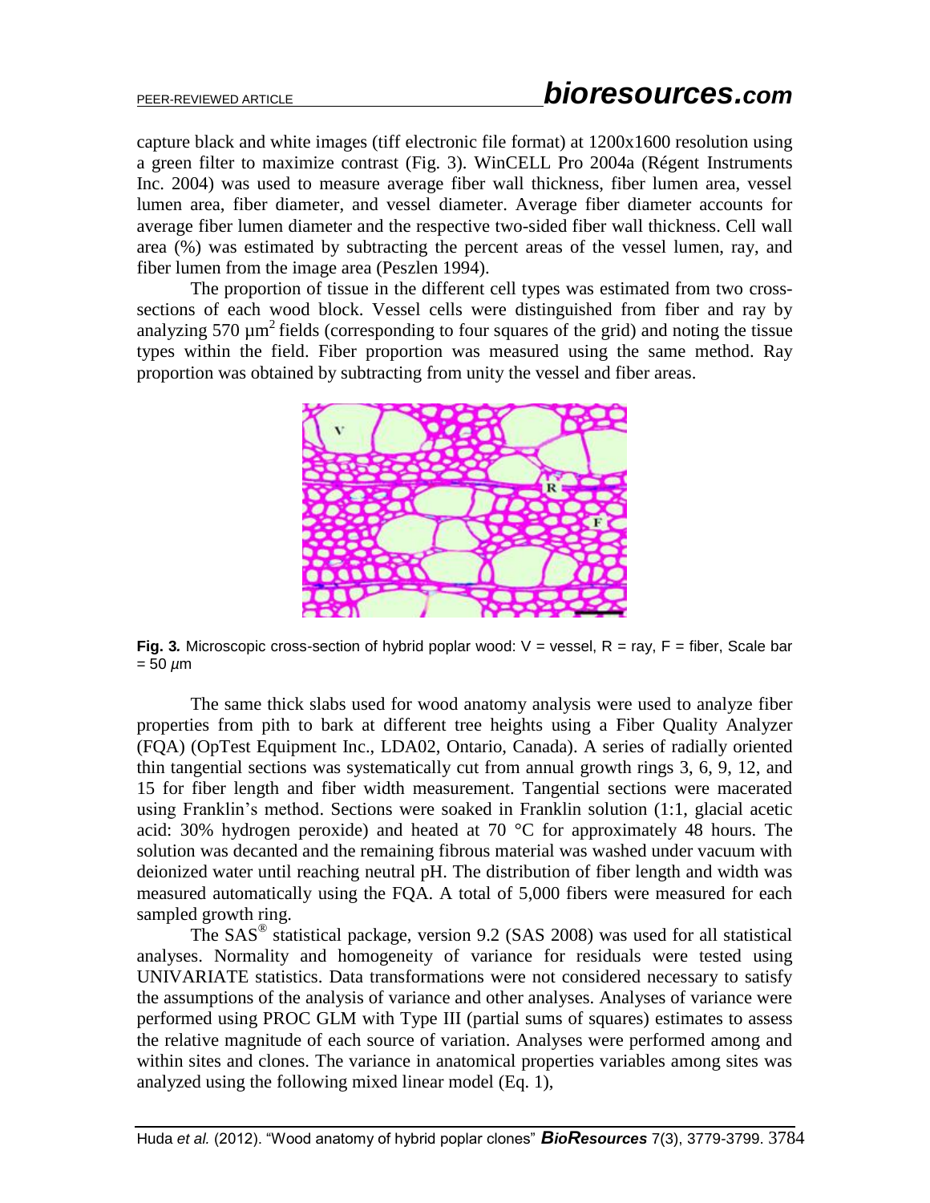capture black and white images (tiff electronic file format) at 1200x1600 resolution using a green filter to maximize contrast (Fig. 3). WinCELL Pro 2004a (Régent Instruments Inc. 2004) was used to measure average fiber wall thickness, fiber lumen area, vessel lumen area, fiber diameter, and vessel diameter. Average fiber diameter accounts for average fiber lumen diameter and the respective two-sided fiber wall thickness. Cell wall area (%) was estimated by subtracting the percent areas of the vessel lumen, ray, and fiber lumen from the image area (Peszlen 1994).

The proportion of tissue in the different cell types was estimated from two cross-sections of each wood block. Vessel cells were distinguished from fiber and ray by analyzing 570 $\mu m^2$ fields (corresponding to four squares of the grid) and noting the tissue types within the field. Fiber proportion was measured using the same method. Ray proportion was obtained by subtracting from unity the vessel and fiber areas.

**Fig. 3.** Microscopic cross-section of hybrid poplar wood: V = vessel, R = ray, F = fiber, Scale bar = 50 *μ*m

The same thick slabs used for wood anatomy analysis were used to analyze fiber properties from pith to bark at different tree heights using a Fiber Quality Analyzer (FQA) (OpTest Equipment Inc., LDA02, Ontario, Canada). A series of radially oriented thin tangential sections was systematically cut from annual growth rings 3, 6, 9, 12, and 15 for fiber length and fiber width measurement. Tangential sections were macerated using Franklin's method. Sections were soaked in Franklin solution (1:1, glacial acetic acid: 30% hydrogen peroxide) and heated at 70 °C for approximately 48 hours. The solution was decanted and the remaining fibrous material was washed under vacuum with deionized water until reaching neutral pH. The distribution of fiber length and width was measured automatically using the FQA. A total of 5,000 fibers were measured for each sampled growth ring.

The SAS® statistical package, version 9.2 (SAS 2008) was used for all statistical analyses. Normality and homogeneity of variance for residuals were tested using UNIVARIATE statistics. Data transformations were not considered necessary to satisfy the assumptions of the analysis of variance and other analyses. Analyses of variance were performed using PROC GLM with Type III (partial sums of squares) estimates to assess the relative magnitude of each source of variation. Analyses were performed among and within sites and clones. The variance in anatomical properties variables among sites was analyzed using the following mixed linear model (Eq. 1),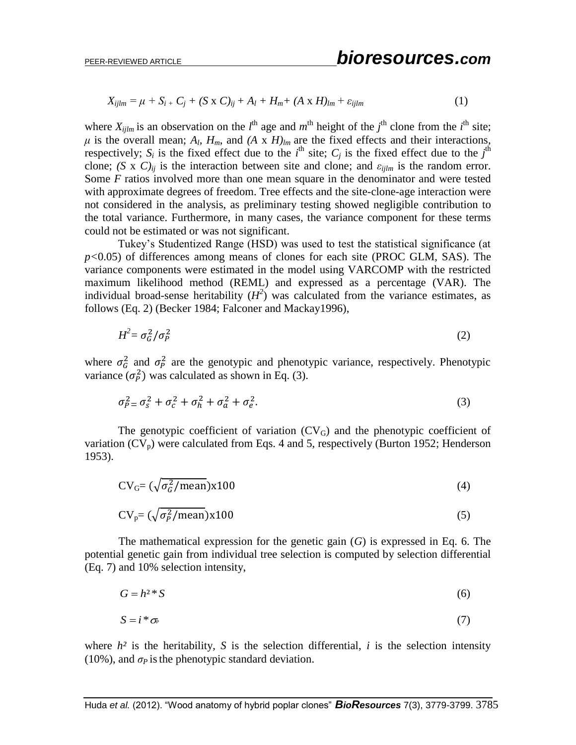$$X_{ijlm} = \mu + S_i + C_j + (S \times C)_{ij} + A_l + H_m + (A \times H)_{lm} + \varepsilon_{ijlm} \tag{1}$$

where $X_{ijlm}$ is an observation on the $l^{\text{th}}$ age and $m^{\text{th}}$ height of the $j^{\text{th}}$ clone from the $i^{\text{th}}$ site; $\mu$ is the overall mean; $A_l$, $H_m$, and $(A \times H)_{lm}$ are the fixed effects and their interactions, respectively; $S_i$ is the fixed effect due to the $i^{\text{th}}$ site; $C_j$ is the fixed effect due to the $j^{\text{th}}$ clone; $(S \times C)_{ij}$ is the interaction between site and clone; and $\varepsilon_{ijlm}$ is the random error. Some *F* ratios involved more than one mean square in the denominator and were tested with approximate degrees of freedom. Tree effects and the site-clone-age interaction were not considered in the analysis, as preliminary testing showed negligible contribution to the total variance. Furthermore, in many cases, the variance component for these terms could not be estimated or was not significant.

Tukey's Studentized Range (HSD) was used to test the statistical significance (at $p<0.05$) of differences among means of clones for each site (PROC GLM, SAS). The variance components were estimated in the model using VARCOMP with the restricted maximum likelihood method (REML) and expressed as a percentage (VAR). The individual broad-sense heritability ($H^2$) was calculated from the variance estimates, as follows (Eq. 2) (Becker 1984; Falconer and Mackay1996),

$$H^2 = \sigma_G^2 / \sigma_P^2 \tag{2}$$

where $\sigma_G^2$ and $\sigma_P^2$ are the genotypic and phenotypic variance, respectively. Phenotypic variance ($\sigma_P^2$) was calculated as shown in Eq. (3).

$$\sigma_P^2 = \sigma_s^2 + \sigma_c^2 + \sigma_h^2 + \sigma_a^2 + \sigma_e^2. \tag{3}$$

The genotypic coefficient of variation ($CV_G$) and the phenotypic coefficient of variation ($CV_p$) were calculated from Eqs. 4 and 5, respectively (Burton 1952; Henderson 1953).

$$CV_G = (\sqrt{\sigma_G^2/\text{mean}})\text{x}100 \tag{4}$$

$$CV_p = (\sqrt{\sigma_P^2/\text{mean}})\text{x}100 \tag{5}$$

The mathematical expression for the genetic gain (*G*) is expressed in Eq. 6. The potential genetic gain from individual tree selection is computed by selection differential (Eq. 7) and 10% selection intensity,

$$G = h^2 * S \tag{6}$$

$$S = i * \sigma_P \tag{7}$$

where $h^2$ is the heritability, *S* is the selection differential, *i* is the selection intensity (10%), and $\sigma_P$ is the phenotypic standard deviation.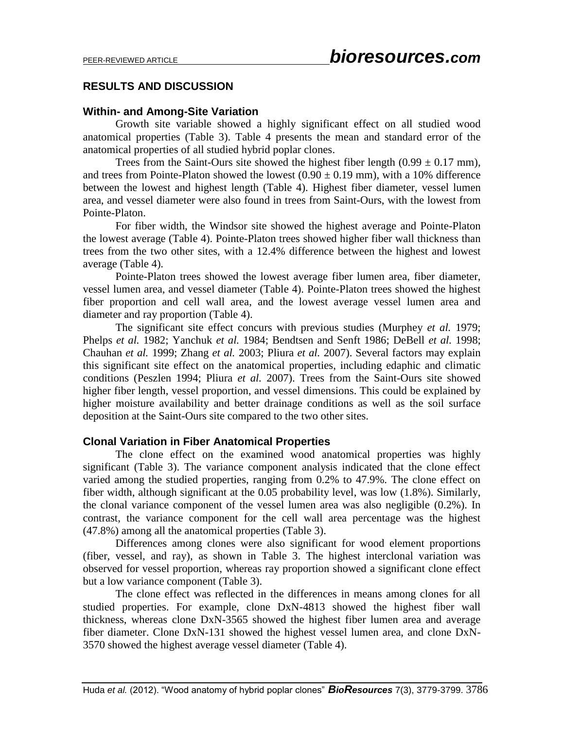## RESULTS AND DISCUSSION

### Within- and Among-Site Variation

Growth site variable showed a highly significant effect on all studied wood anatomical properties (Table 3). Table 4 presents the mean and standard error of the anatomical properties of all studied hybrid poplar clones.

Trees from the Saint-Ours site showed the highest fiber length (0.99 ± 0.17 mm), and trees from Pointe-Platon showed the lowest (0.90 ± 0.19 mm), with a 10% difference between the lowest and highest length (Table 4). Highest fiber diameter, vessel lumen area, and vessel diameter were also found in trees from Saint-Ours, with the lowest from Pointe-Platon.

For fiber width, the Windsor site showed the highest average and Pointe-Platon the lowest average (Table 4). Pointe-Platon trees showed higher fiber wall thickness than trees from the two other sites, with a 12.4% difference between the highest and lowest average (Table 4).

Pointe-Platon trees showed the lowest average fiber lumen area, fiber diameter, vessel lumen area, and vessel diameter (Table 4). Pointe-Platon trees showed the highest fiber proportion and cell wall area, and the lowest average vessel lumen area and diameter and ray proportion (Table 4).

The significant site effect concurs with previous studies (Murphey *et al.* 1979; Phelps *et al.* 1982; Yanchuk *et al.* 1984; Bendtsen and Senft 1986; DeBell *et al.* 1998; Chauhan *et al.* 1999; Zhang *et al.* 2003; Pliura *et al.* 2007). Several factors may explain this significant site effect on the anatomical properties, including edaphic and climatic conditions (Peszlen 1994; Pliura *et al.* 2007). Trees from the Saint-Ours site showed higher fiber length, vessel proportion, and vessel dimensions. This could be explained by higher moisture availability and better drainage conditions as well as the soil surface deposition at the Saint-Ours site compared to the two other sites.

### Clonal Variation in Fiber Anatomical Properties

The clone effect on the examined wood anatomical properties was highly significant (Table 3). The variance component analysis indicated that the clone effect varied among the studied properties, ranging from 0.2% to 47.9%. The clone effect on fiber width, although significant at the 0.05 probability level, was low (1.8%). Similarly, the clonal variance component of the vessel lumen area was also negligible (0.2%). In contrast, the variance component for the cell wall area percentage was the highest (47.8%) among all the anatomical properties (Table 3).

Differences among clones were also significant for wood element proportions (fiber, vessel, and ray), as shown in Table 3. The highest interclonal variation was observed for vessel proportion, whereas ray proportion showed a significant clone effect but a low variance component (Table 3).

The clone effect was reflected in the differences in means among clones for all studied properties. For example, clone DxN-4813 showed the highest fiber wall thickness, whereas clone DxN-3565 showed the highest fiber lumen area and average fiber diameter. Clone DxN-131 showed the highest vessel lumen area, and clone DxN-3570 showed the highest average vessel diameter (Table 4).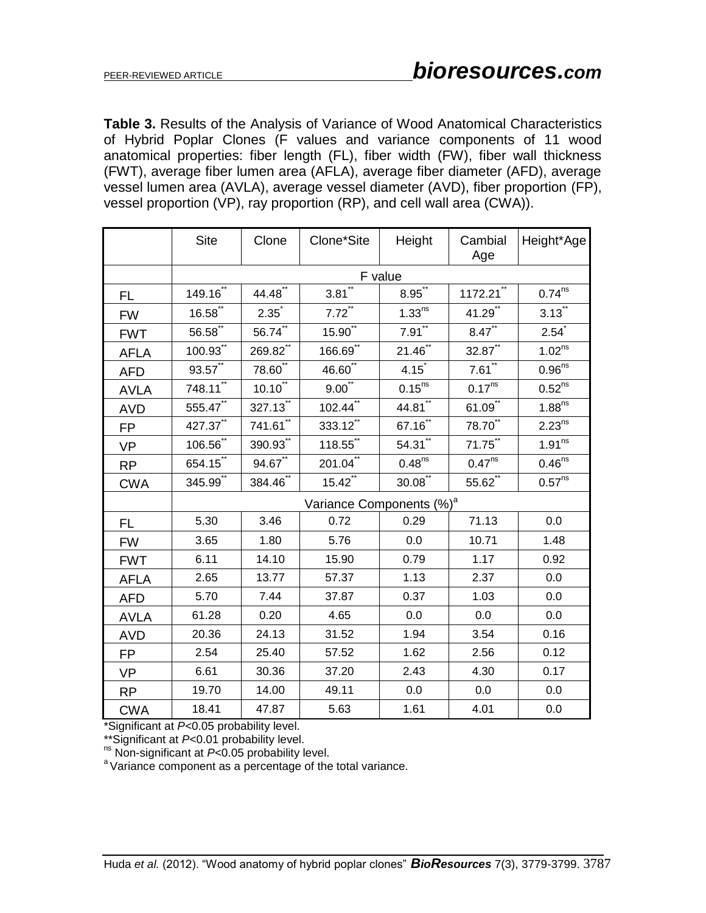**Table 3.** Results of the Analysis of Variance of Wood Anatomical Characteristics of Hybrid Poplar Clones (F values and variance components of 11 wood anatomical properties: fiber length (FL), fiber width (FW), fiber wall thickness (FWT), average fiber lumen area (AFLA), average fiber diameter (AFD), average vessel lumen area (AVLA), average vessel diameter (AVD), fiber proportion (FP), vessel proportion (VP), ray proportion (RP), and cell wall area (CWA)).

| | Site | Clone | Clone*Site | Height | Cambial Age | Height*Age |
|---|---|---|---|---|---|---|
| | F value | | | | | |
| FL | 149.16** | 44.48** | 3.81** | 8.95** | 1172.21** | 0.74ns |
| FW | 16.58** | 2.35* | 7.72** | 1.33ns | 41.29** | 3.13** |
| FWT | 56.58** | 56.74** | 15.90** | 7.91** | 8.47** | 2.54* |
| AFLA | 100.93** | 269.82** | 166.69** | 21.46** | 32.87** | 1.02ns |
| AFD | 93.57** | 78.60** | 46.60** | 4.15* | 7.61** | 0.96ns |
| AVLA | 748.11** | 10.10** | 9.00** | 0.15ns | 0.17ns | 0.52ns |
| AVD | 555.47** | 327.13** | 102.44** | 44.81** | 61.09** | 1.88ns |
| FP | 427.37** | 741.61** | 333.12** | 67.16** | 78.70** | 2.23ns |
| VP | 106.56** | 390.93** | 118.55** | 54.31** | 71.75** | 1.91ns |
| RP | 654.15** | 94.67** | 201.04** | 0.48ns | 0.47ns | 0.46ns |
| CWA | 345.99** | 384.46** | 15.42** | 30.08** | 55.62** | 0.57ns |
| | Variance Components (%)[a] | | | | | |
| FL | 5.30 | 3.46 | 0.72 | 0.29 | 71.13 | 0.0 |
| FW | 3.65 | 1.80 | 5.76 | 0.0 | 10.71 | 1.48 |
| FWT | 6.11 | 14.10 | 15.90 | 0.79 | 1.17 | 0.92 |
| AFLA | 2.65 | 13.77 | 57.37 | 1.13 | 2.37 | 0.0 |
| AFD | 5.70 | 7.44 | 37.87 | 0.37 | 1.03 | 0.0 |
| AVLA | 61.28 | 0.20 | 4.65 | 0.0 | 0.0 | 0.0 |
| AVD | 20.36 | 24.13 | 31.52 | 1.94 | 3.54 | 0.16 |
| FP | 2.54 | 25.40 | 57.52 | 1.62 | 2.56 | 0.12 |
| VP | 6.61 | 30.36 | 37.20 | 2.43 | 4.30 | 0.17 |
| RP | 19.70 | 14.00 | 49.11 | 0.0 | 0.0 | 0.0 |
| CWA | 18.41 | 47.87 | 5.63 | 1.61 | 4.01 | 0.0 |

*Significant at $P<0.05$ probability level.

**Significant at $P<0.01$ probability level.

ns Non-significant at $P<0.05$ probability level.

[a] Variance component as a percentage of the total variance.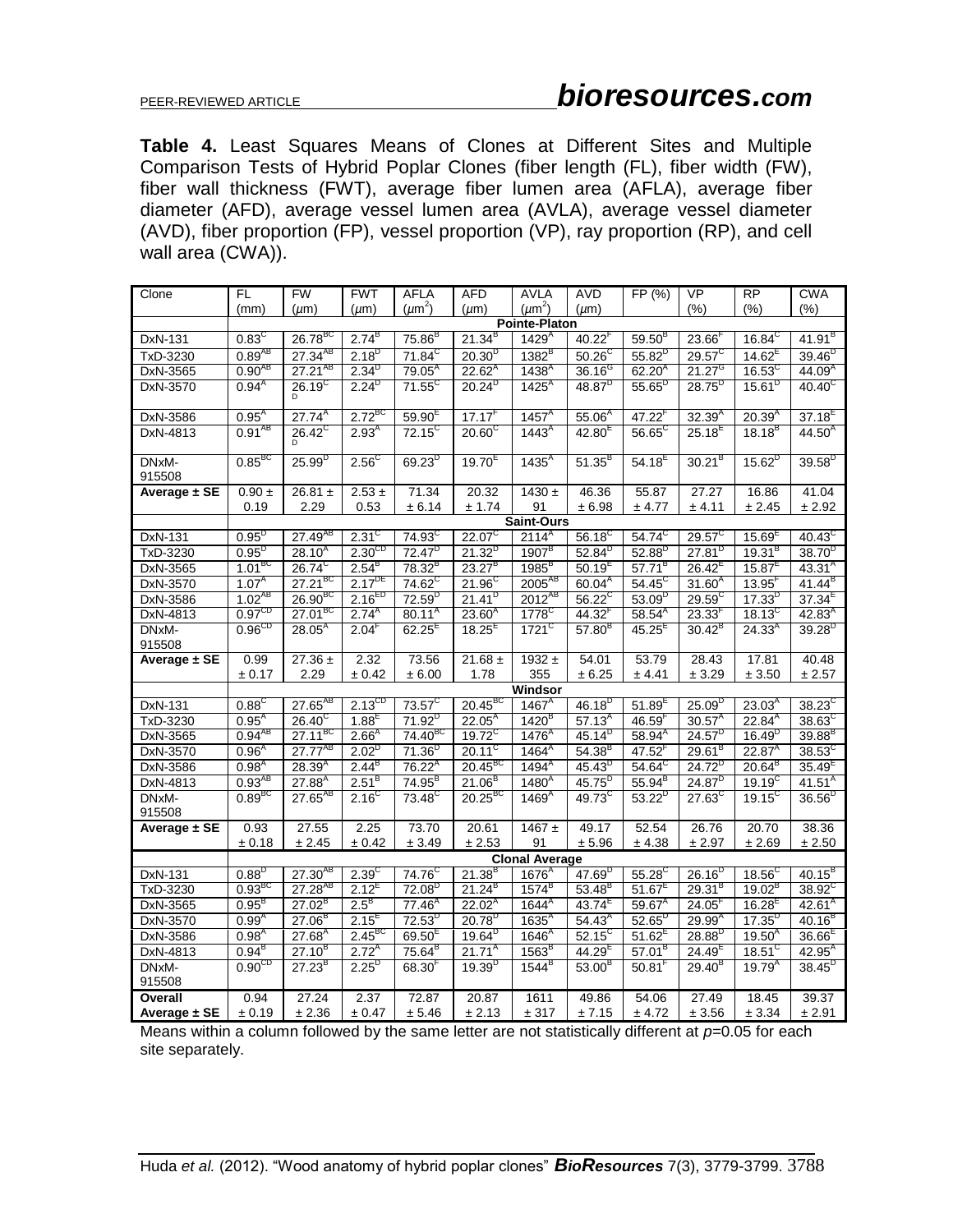**Table 4.** Least Squares Means of Clones at Different Sites and Multiple Comparison Tests of Hybrid Poplar Clones (fiber length (FL), fiber width (FW), fiber wall thickness (FWT), average fiber lumen area (AFLA), average fiber diameter (AFD), average vessel lumen area (AVLA), average vessel diameter (AVD), fiber proportion (FP), vessel proportion (VP), ray proportion (RP), and cell wall area (CWA)).

| Clone | FL (mm) | FW (µm) | FWT (µm) | AFLA (µm$^2$) | AFD (µm) | AVLA (µm$^2$) | AVD (µm) | FP (%) | VP (%) | RP (%) | CWA (%) |
|---|---|---|---|---|---|---|---|---|---|---|---|
| | **Pointe-Platon** | | | | | | | | | | |
| DxN-131 | 0.83$^C$ | 26.78$^{BC}$ | 2.74$^B$ | 75.86$^B$ | 21.34$^B$ | 1429$^A$ | 40.22$^F$ | 59.50$^B$ | 23.66$^F$ | 16.84$^C$ | 41.91$^B$ |
| TxD-3230 | 0.89$^{AB}$ | 27.34$^{AB}$ | 2.18$^D$ | 71.84$^C$ | 20.30$^D$ | 1382$^B$ | 50.26$^C$ | 55.82$^D$ | 29.57$^C$ | 14.62$^E$ | 39.46$^D$ |
| DxN-3565 | 0.90$^{AB}$ | 27.21$^{AB}$ | 2.34$^D$ | 79.05$^A$ | 22.62$^A$ | 1438$^A$ | 36.16$^G$ | 62.20$^A$ | 21.27$^G$ | 16.53$^C$ | 44.09$^A$ |
| DxN-3570 | 0.94$^A$ | 26.19$^{CD}$ | 2.24$^D$ | 71.55$^C$ | 20.24$^D$ | 1425$^A$ | 48.87$^D$ | 55.65$^D$ | 28.75$^D$ | 15.61$^D$ | 40.40$^C$ |
| DxN-3586 | 0.95$^A$ | 27.74$^A$ | 2.72$^{BC}$ | 59.90$^E$ | 17.17$^F$ | 1457$^A$ | 55.06$^A$ | 47.22$^F$ | 32.39$^A$ | 20.39$^A$ | 37.18$^E$ |
| DxN-4813 | 0.91$^{AB}$ | 26.42$^{CD}$ | 2.93$^A$ | 72.15$^C$ | 20.60$^C$ | 1443$^A$ | 42.80$^E$ | 56.65$^C$ | 25.18$^E$ | 18.18$^B$ | 44.50$^A$ |
| DNxM-915508 | 0.85$^{BC}$ | 25.99$^D$ | 2.56$^C$ | 69.23$^D$ | 19.70$^E$ | 1435$^A$ | 51.35$^B$ | 54.18$^E$ | 30.21$^B$ | 15.62$^D$ | 39.58$^D$ |
| **Average ± SE** | 0.90 ± 0.19 | 26.81 ± 2.29 | 2.53 ± 0.53 | 71.34 ± 6.14 | 20.32 ± 1.74 | 1430 ± 91 | 46.36 ± 6.98 | 55.87 ± 4.77 | 27.27 ± 4.11 | 16.86 ± 2.45 | 41.04 ± 2.92 |
| | **Saint-Ours** | | | | | | | | | | |
| DxN-131 | 0.95$^D$ | 27.49$^{AB}$ | 2.31$^C$ | 74.93$^C$ | 22.07$^C$ | 2114$^A$ | 56.18$^C$ | 54.74$^C$ | 29.57$^C$ | 15.69$^E$ | 40.43$^C$ |
| TxD-3230 | 0.95$^D$ | 28.10$^A$ | 2.30$^{CD}$ | 72.47$^D$ | 21.32$^D$ | 1907$^B$ | 52.84$^D$ | 52.88$^D$ | 27.81$^D$ | 19.31$^B$ | 38.70$^D$ |
| DxN-3565 | 1.01$^{BC}$ | 26.74$^C$ | 2.54$^B$ | 78.32$^B$ | 23.27$^B$ | 1985$^B$ | 50.19$^E$ | 57.71$^B$ | 26.42$^E$ | 15.87$^E$ | 43.31$^A$ |
| DxN-3570 | 1.07$^A$ | 27.21$^{BC}$ | 2.17$^{DE}$ | 74.62$^C$ | 21.96$^C$ | 2005$^{AB}$ | 60.04$^A$ | 54.45$^C$ | 31.60$^A$ | 13.95$^F$ | 41.44$^B$ |
| DxN-3586 | 1.02$^{AB}$ | 26.90$^{BC}$ | 2.16$^{ED}$ | 72.59$^D$ | 21.41$^D$ | 2012$^{AB}$ | 56.22$^C$ | 53.09$^D$ | 29.59$^C$ | 17.33$^D$ | 37.34$^E$ |
| DxN-4813 | 0.97$^{CD}$ | 27.01$^{BC}$ | 2.74$^A$ | 80.11$^A$ | 23.60$^A$ | 1778$^C$ | 44.32$^F$ | 58.54$^A$ | 23.33$^F$ | 18.13$^C$ | 42.83$^A$ |
| DNxM-915508 | 0.96$^{CD}$ | 28.05$^A$ | 2.04$^F$ | 62.25$^E$ | 18.25$^E$ | 1721$^C$ | 57.80$^B$ | 45.25$^E$ | 30.42$^B$ | 24.33$^A$ | 39.28$^D$ |
| **Average ± SE** | 0.99 ± 0.17 | 27.36 ± 2.29 | 2.32 ± 0.42 | 73.56 ± 6.00 | 21.68 ± 1.78 | 1932 ± 355 | 54.01 ± 6.25 | 53.79 ± 4.41 | 28.43 ± 3.29 | 17.81 ± 3.50 | 40.48 ± 2.57 |
| | **Windsor** | | | | | | | | | | |
| DxN-131 | 0.88$^C$ | 27.65$^{AB}$ | 2.13$^{CD}$ | 73.57$^C$ | 20.45$^{BC}$ | 1467$^A$ | 46.18$^D$ | 51.89$^E$ | 25.09$^D$ | 23.03$^A$ | 38.23$^C$ |
| TxD-3230 | 0.95$^A$ | 26.40$^C$ | 1.88$^E$ | 71.92$^D$ | 22.05$^A$ | 1420$^B$ | 57.13$^A$ | 46.59$^F$ | 30.57$^A$ | 22.84$^A$ | 38.63$^C$ |
| DxN-3565 | 0.94$^{AB}$ | 27.11$^{BC}$ | 2.66$^A$ | 74.40$^{BC}$ | 19.72$^C$ | 1476$^A$ | 45.14$^D$ | 58.94$^A$ | 24.57$^D$ | 16.49$^D$ | 39.88$^B$ |
| DxN-3570 | 0.96$^A$ | 27.77$^{AB}$ | 2.02$^D$ | 71.36$^D$ | 20.11$^C$ | 1464$^A$ | 54.38$^B$ | 47.52$^F$ | 29.61$^B$ | 22.87$^A$ | 38.53$^C$ |
| DxN-3586 | 0.98$^A$ | 28.39$^A$ | 2.44$^B$ | 76.22$^A$ | 20.45$^{BC}$ | 1494$^A$ | 45.43$^D$ | 54.64$^C$ | 24.72$^D$ | 20.64$^B$ | 35.49$^E$ |
| DxN-4813 | 0.93$^{AB}$ | 27.88$^A$ | 2.51$^B$ | 74.95$^B$ | 21.06$^B$ | 1480$^A$ | 45.75$^D$ | 55.94$^B$ | 24.87$^D$ | 19.19$^C$ | 41.51$^A$ |
| DNxM-915508 | 0.89$^{BC}$ | 27.65$^{AB}$ | 2.16$^C$ | 73.48$^C$ | 20.25$^{BC}$ | 1469$^A$ | 49.73$^C$ | 53.22$^D$ | 27.63$^C$ | 19.15$^C$ | 36.56$^D$ |
| **Average ± SE** | 0.93 ± 0.18 | 27.55 ± 2.45 | 2.25 ± 0.42 | 73.70 ± 3.49 | 20.61 ± 2.53 | 1467 ± 91 | 49.17 ± 5.96 | 52.54 ± 4.38 | 26.76 ± 2.97 | 20.70 ± 2.69 | 38.36 ± 2.50 |
| | **Clonal Average** | | | | | | | | | | |
| DxN-131 | 0.88$^D$ | 27.30$^{AB}$ | 2.39$^C$ | 74.76$^C$ | 21.38$^B$ | 1676$^A$ | 47.69$^D$ | 55.28$^C$ | 26.16$^D$ | 18.56$^C$ | 40.15$^B$ |
| TxD-3230 | 0.93$^{BC}$ | 27.28$^{AB}$ | 2.12$^E$ | 72.08$^D$ | 21.24$^B$ | 1574$^B$ | 53.48$^B$ | 51.67$^E$ | 29.31$^B$ | 19.02$^B$ | 38.92$^C$ |
| DxN-3565 | 0.95$^B$ | 27.02$^B$ | 2.5$^B$ | 77.46$^A$ | 22.02$^A$ | 1644$^A$ | 43.74$^E$ | 59.67$^A$ | 24.05$^F$ | 16.28$^E$ | 42.61$^A$ |
| DxN-3570 | 0.99$^A$ | 27.06$^B$ | 2.15$^E$ | 72.53$^D$ | 20.78$^D$ | 1635$^A$ | 54.43$^A$ | 52.65$^D$ | 29.99$^A$ | 17.35$^D$ | 40.16$^B$ |
| DxN-3586 | 0.98$^A$ | 27.68$^A$ | 2.45$^{BC}$ | 69.50$^E$ | 19.64$^D$ | 1646$^A$ | 52.15$^C$ | 51.62$^E$ | 28.88$^D$ | 19.50$^A$ | 36.66$^E$ |
| DxN-4813 | 0.94$^B$ | 27.10$^B$ | 2.72$^A$ | 75.64$^B$ | 21.71$^A$ | 1563$^B$ | 44.29$^E$ | 57.01$^B$ | 24.49$^E$ | 18.51$^C$ | 42.95$^A$ |
| DNxM-915508 | 0.90$^{CD}$ | 27.23$^B$ | 2.25$^D$ | 68.30$^F$ | 19.39$^D$ | 1544$^B$ | 53.00$^B$ | 50.81$^F$ | 29.40$^B$ | 19.79$^A$ | 38.45$^D$ |
| **Overall Average ± SE** | 0.94 ± 0.19 | 27.24 ± 2.36 | 2.37 ± 0.47 | 72.87 ± 5.46 | 20.87 ± 2.13 | 1611 ± 317 | 49.86 ± 7.15 | 54.06 ± 4.72 | 27.49 ± 3.56 | 18.45 ± 3.34 | 39.37 ± 2.91 |

Means within a column followed by the same letter are not statistically different at $p$=0.05 for each site separately.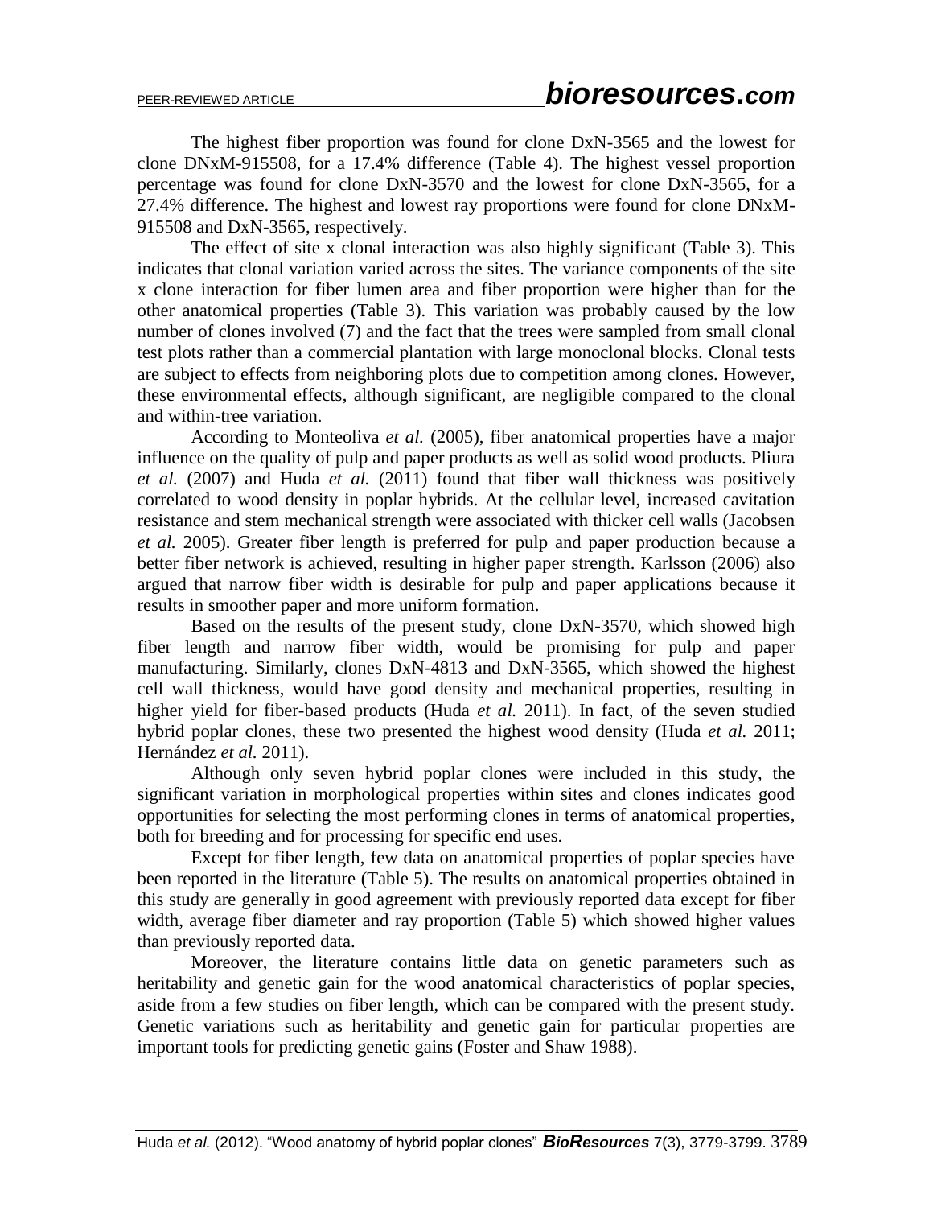The highest fiber proportion was found for clone DxN-3565 and the lowest for clone DNxM-915508, for a 17.4% difference (Table 4). The highest vessel proportion percentage was found for clone DxN-3570 and the lowest for clone DxN-3565, for a 27.4% difference. The highest and lowest ray proportions were found for clone DNxM-915508 and DxN-3565, respectively.

The effect of site x clonal interaction was also highly significant (Table 3). This indicates that clonal variation varied across the sites. The variance components of the site x clone interaction for fiber lumen area and fiber proportion were higher than for the other anatomical properties (Table 3). This variation was probably caused by the low number of clones involved (7) and the fact that the trees were sampled from small clonal test plots rather than a commercial plantation with large monoclonal blocks. Clonal tests are subject to effects from neighboring plots due to competition among clones. However, these environmental effects, although significant, are negligible compared to the clonal and within-tree variation.

According to Monteoliva *et al.* (2005), fiber anatomical properties have a major influence on the quality of pulp and paper products as well as solid wood products. Pliura *et al.* (2007) and Huda *et al.* (2011) found that fiber wall thickness was positively correlated to wood density in poplar hybrids. At the cellular level, increased cavitation resistance and stem mechanical strength were associated with thicker cell walls (Jacobsen *et al.* 2005). Greater fiber length is preferred for pulp and paper production because a better fiber network is achieved, resulting in higher paper strength. Karlsson (2006) also argued that narrow fiber width is desirable for pulp and paper applications because it results in smoother paper and more uniform formation.

Based on the results of the present study, clone DxN-3570, which showed high fiber length and narrow fiber width, would be promising for pulp and paper manufacturing. Similarly, clones DxN-4813 and DxN-3565, which showed the highest cell wall thickness, would have good density and mechanical properties, resulting in higher yield for fiber-based products (Huda *et al.* 2011). In fact, of the seven studied hybrid poplar clones, these two presented the highest wood density (Huda *et al.* 2011; Hernández *et al.* 2011).

Although only seven hybrid poplar clones were included in this study, the significant variation in morphological properties within sites and clones indicates good opportunities for selecting the most performing clones in terms of anatomical properties, both for breeding and for processing for specific end uses.

Except for fiber length, few data on anatomical properties of poplar species have been reported in the literature (Table 5). The results on anatomical properties obtained in this study are generally in good agreement with previously reported data except for fiber width, average fiber diameter and ray proportion (Table 5) which showed higher values than previously reported data.

Moreover, the literature contains little data on genetic parameters such as heritability and genetic gain for the wood anatomical characteristics of poplar species, aside from a few studies on fiber length, which can be compared with the present study. Genetic variations such as heritability and genetic gain for particular properties are important tools for predicting genetic gains (Foster and Shaw 1988).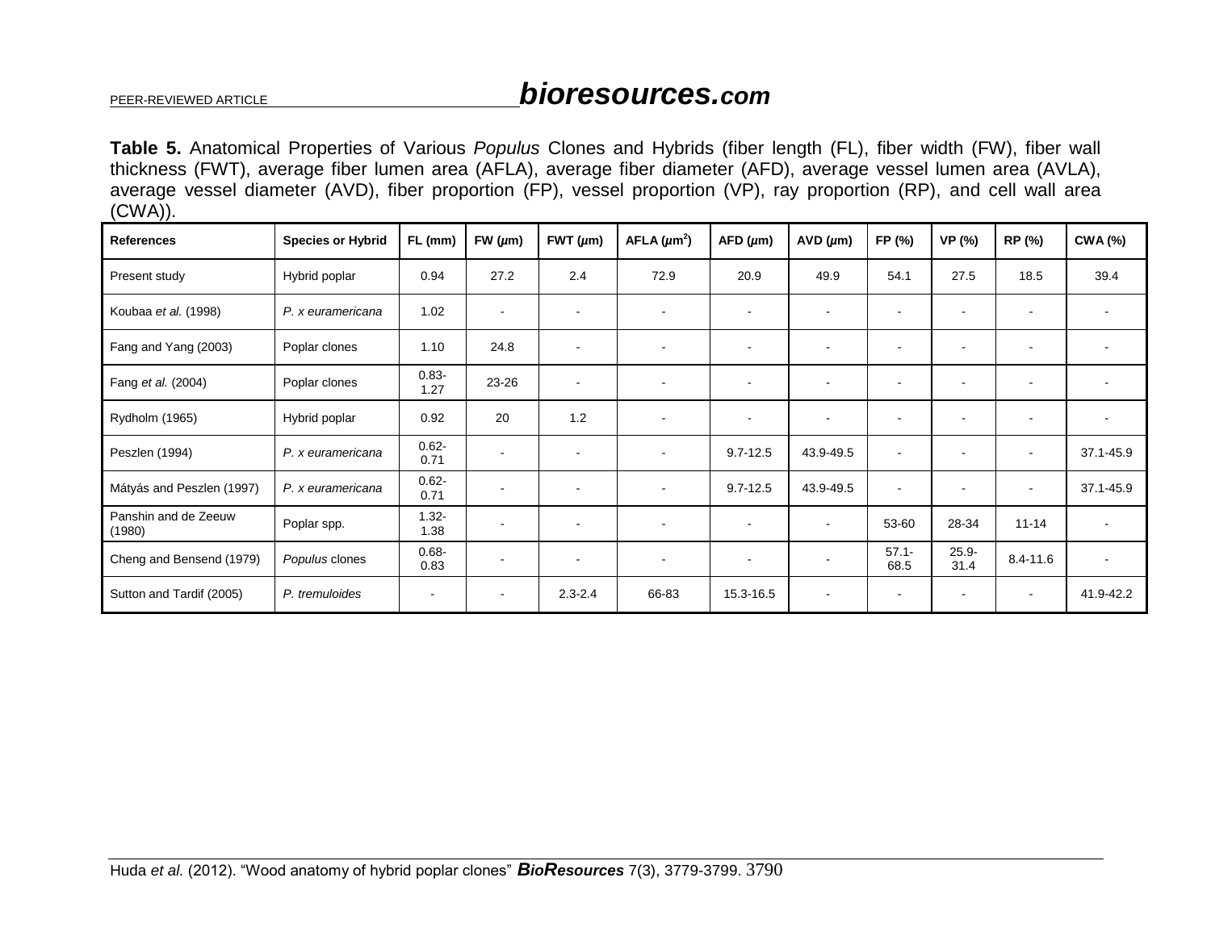**Table 5.** Anatomical Properties of Various *Populus* Clones and Hybrids (fiber length (FL), fiber width (FW), fiber wall thickness (FWT), average fiber lumen area (AFLA), average fiber diameter (AFD), average vessel lumen area (AVLA), average vessel diameter (AVD), fiber proportion (FP), vessel proportion (VP), ray proportion (RP), and cell wall area (CWA)).

| References | Species or Hybrid | FL (mm) | FW ($\mu$m) | FWT ($\mu$m) | AFLA ($\mu m^2$) | AFD ($\mu$m) | AVD ($\mu$m) | FP (%) | VP (%) | RP (%) | CWA (%) |
|---|---|---|---|---|---|---|---|---|---|---|---|
| Present study | Hybrid poplar | 0.94 | 27.2 | 2.4 | 72.9 | 20.9 | 49.9 | 54.1 | 27.5 | 18.5 | 39.4 |
| Koubaa *et al.* (1998) | *P. x euramericana* | 1.02 | - | - | - | - | - | - | - | - | - |
| Fang and Yang (2003) | Poplar clones | 1.10 | 24.8 | - | - | - | - | - | - | - | - |
| Fang *et al.* (2004) | Poplar clones | 0.83-1.27 | 23-26 | - | - | - | - | - | - | - | - |
| Rydholm (1965) | Hybrid poplar | 0.92 | 20 | 1.2 | - | - | - | - | - | - | - |
| Peszlen (1994) | *P. x euramericana* | 0.62-0.71 | - | - | - | 9.7-12.5 | 43.9-49.5 | - | - | - | 37.1-45.9 |
| Mátyás and Peszlen (1997) | *P. x euramericana* | 0.62-0.71 | - | - | - | 9.7-12.5 | 43.9-49.5 | - | - | - | 37.1-45.9 |
| Panshin and de Zeeuw (1980) | Poplar spp. | 1.32-1.38 | - | - | - | - | - | 53-60 | 28-34 | 11-14 | - |
| Cheng and Bensend (1979) | *Populus* clones | 0.68-0.83 | - | - | - | - | - | 57.1-68.5 | 25.9-31.4 | 8.4-11.6 | - |
| Sutton and Tardif (2005) | *P. tremuloides* | - | - | 2.3-2.4 | 66-83 | 15.3-16.5 | - | - | - | - | 41.9-42.2 |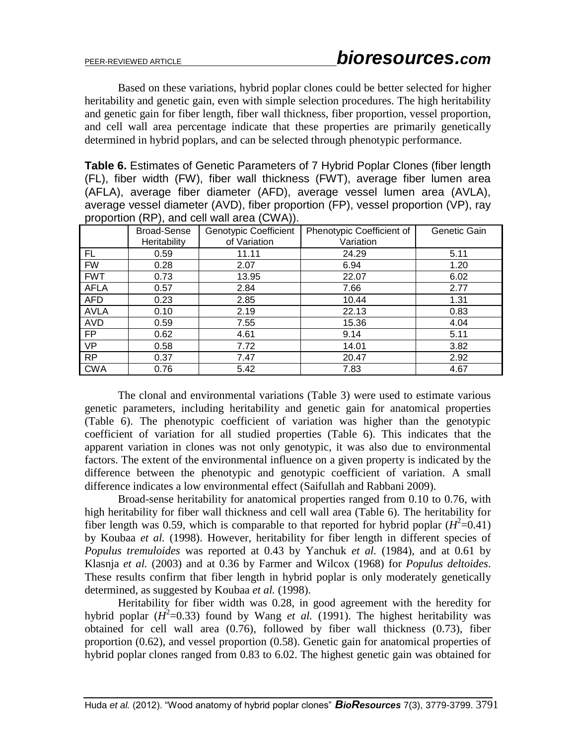Based on these variations, hybrid poplar clones could be better selected for higher heritability and genetic gain, even with simple selection procedures. The high heritability and genetic gain for fiber length, fiber wall thickness, fiber proportion, vessel proportion, and cell wall area percentage indicate that these properties are primarily genetically determined in hybrid poplars, and can be selected through phenotypic performance.

**Table 6.** Estimates of Genetic Parameters of 7 Hybrid Poplar Clones (fiber length (FL), fiber width (FW), fiber wall thickness (FWT), average fiber lumen area (AFLA), average fiber diameter (AFD), average vessel lumen area (AVLA), average vessel diameter (AVD), fiber proportion (FP), vessel proportion (VP), ray proportion (RP), and cell wall area (CWA)).

| | Broad-Sense Heritability | Genotypic Coefficient of Variation | Phenotypic Coefficient of Variation | Genetic Gain |
|---|---|---|---|---|
| FL | 0.59 | 11.11 | 24.29 | 5.11 |
| FW | 0.28 | 2.07 | 6.94 | 1.20 |
| FWT | 0.73 | 13.95 | 22.07 | 6.02 |
| AFLA | 0.57 | 2.84 | 7.66 | 2.77 |
| AFD | 0.23 | 2.85 | 10.44 | 1.31 |
| AVLA | 0.10 | 2.19 | 22.13 | 0.83 |
| AVD | 0.59 | 7.55 | 15.36 | 4.04 |
| FP | 0.62 | 4.61 | 9.14 | 5.11 |
| VP | 0.58 | 7.72 | 14.01 | 3.82 |
| RP | 0.37 | 7.47 | 20.47 | 2.92 |
| CWA | 0.76 | 5.42 | 7.83 | 4.67 |

The clonal and environmental variations (Table 3) were used to estimate various genetic parameters, including heritability and genetic gain for anatomical properties (Table 6). The phenotypic coefficient of variation was higher than the genotypic coefficient of variation for all studied properties (Table 6). This indicates that the apparent variation in clones was not only genotypic, it was also due to environmental factors. The extent of the environmental influence on a given property is indicated by the difference between the phenotypic and genotypic coefficient of variation. A small difference indicates a low environmental effect (Saifullah and Rabbani 2009).

Broad-sense heritability for anatomical properties ranged from 0.10 to 0.76, with high heritability for fiber wall thickness and cell wall area (Table 6). The heritability for fiber length was 0.59, which is comparable to that reported for hybrid poplar ($H^2$=0.41) by Koubaa *et al.* (1998). However, heritability for fiber length in different species of *Populus tremuloides* was reported at 0.43 by Yanchuk *et al.* (1984), and at 0.61 by Klasnja *et al.* (2003) and at 0.36 by Farmer and Wilcox (1968) for *Populus deltoides*. These results confirm that fiber length in hybrid poplar is only moderately genetically determined, as suggested by Koubaa *et al.* (1998).

Heritability for fiber width was 0.28, in good agreement with the heredity for hybrid poplar ($H^2$=0.33) found by Wang *et al.* (1991). The highest heritability was obtained for cell wall area (0.76), followed by fiber wall thickness (0.73), fiber proportion (0.62), and vessel proportion (0.58). Genetic gain for anatomical properties of hybrid poplar clones ranged from 0.83 to 6.02. The highest genetic gain was obtained for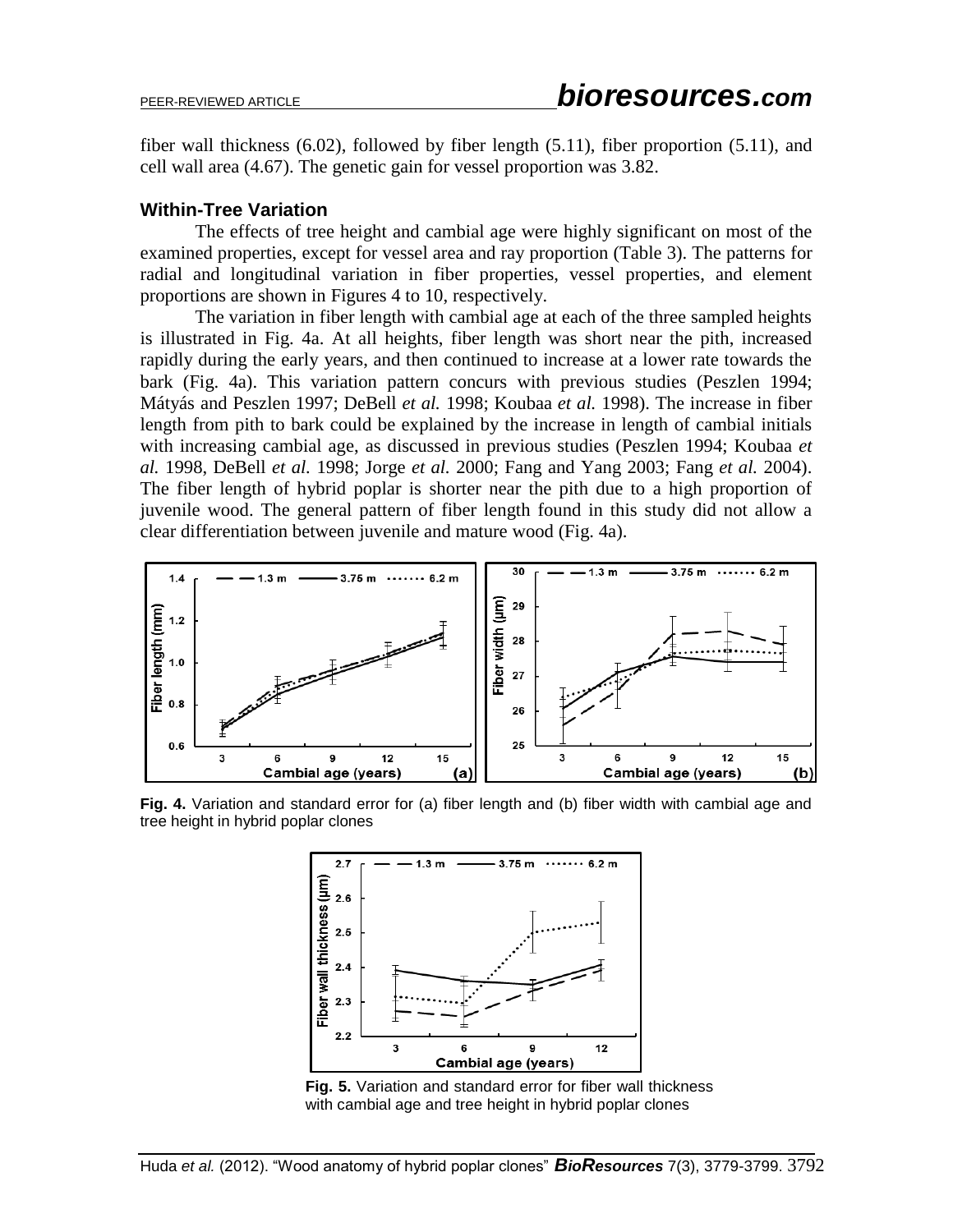fiber wall thickness (6.02), followed by fiber length (5.11), fiber proportion (5.11), and cell wall area (4.67). The genetic gain for vessel proportion was 3.82.

### Within-Tree Variation

The effects of tree height and cambial age were highly significant on most of the examined properties, except for vessel area and ray proportion (Table 3). The patterns for radial and longitudinal variation in fiber properties, vessel properties, and element proportions are shown in Figures 4 to 10, respectively.

The variation in fiber length with cambial age at each of the three sampled heights is illustrated in Fig. 4a. At all heights, fiber length was short near the pith, increased rapidly during the early years, and then continued to increase at a lower rate towards the bark (Fig. 4a). This variation pattern concurs with previous studies (Peszlen 1994; Mátyás and Peszlen 1997; DeBell *et al.* 1998; Koubaa *et al.* 1998). The increase in fiber length from pith to bark could be explained by the increase in length of cambial initials with increasing cambial age, as discussed in previous studies (Peszlen 1994; Koubaa *et al.* 1998, DeBell *et al.* 1998; Jorge *et al.* 2000; Fang and Yang 2003; Fang *et al.* 2004). The fiber length of hybrid poplar is shorter near the pith due to a high proportion of juvenile wood. The general pattern of fiber length found in this study did not allow a clear differentiation between juvenile and mature wood (Fig. 4a).

**Fig. 4.** Variation and standard error for (a) fiber length and (b) fiber width with cambial age and tree height in hybrid poplar clones

**Fig. 5.** Variation and standard error for fiber wall thickness with cambial age and tree height in hybrid poplar clones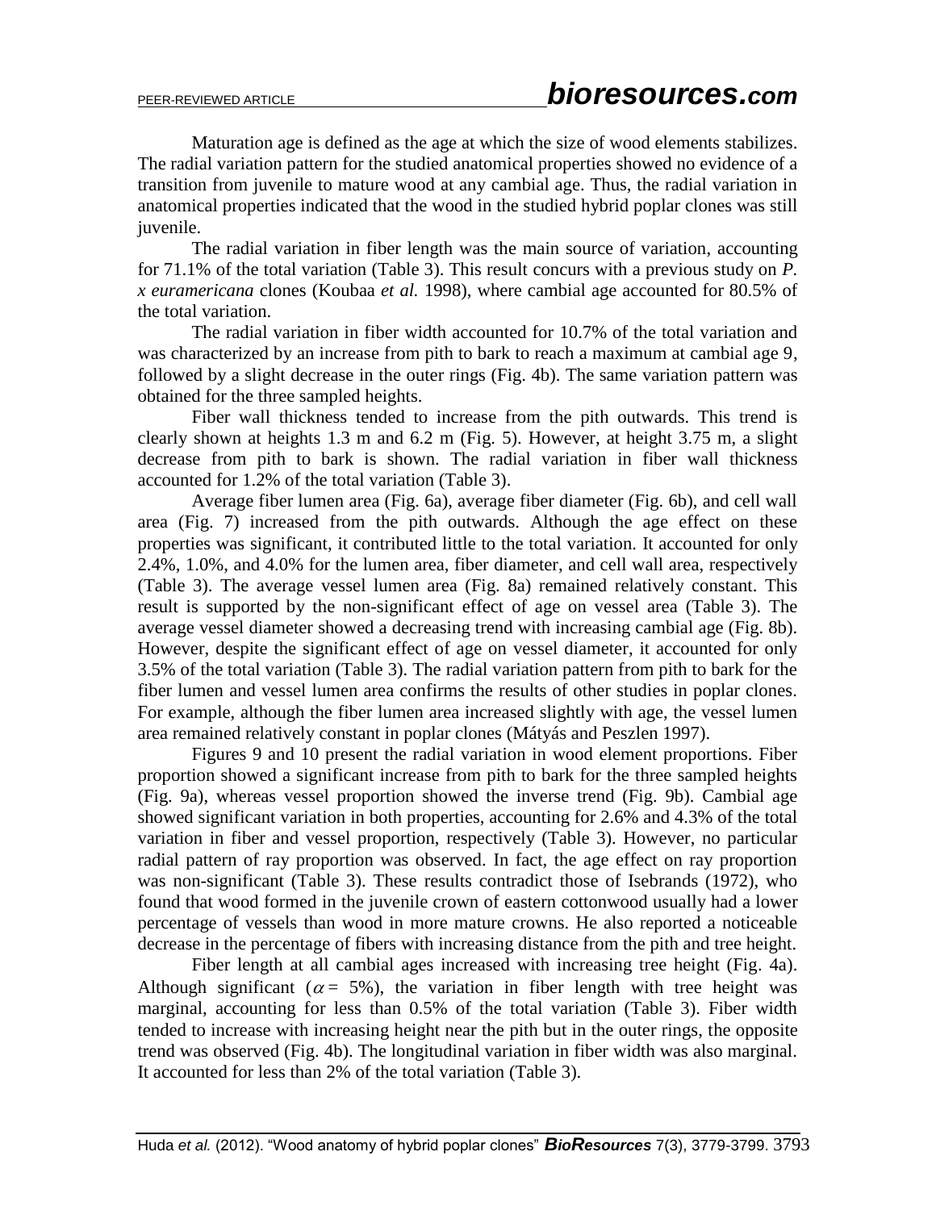Maturation age is defined as the age at which the size of wood elements stabilizes. The radial variation pattern for the studied anatomical properties showed no evidence of a transition from juvenile to mature wood at any cambial age. Thus, the radial variation in anatomical properties indicated that the wood in the studied hybrid poplar clones was still juvenile.

The radial variation in fiber length was the main source of variation, accounting for 71.1% of the total variation (Table 3). This result concurs with a previous study on *P. x euramericana* clones (Koubaa *et al.* 1998), where cambial age accounted for 80.5% of the total variation.

The radial variation in fiber width accounted for 10.7% of the total variation and was characterized by an increase from pith to bark to reach a maximum at cambial age 9, followed by a slight decrease in the outer rings (Fig. 4b). The same variation pattern was obtained for the three sampled heights.

Fiber wall thickness tended to increase from the pith outwards. This trend is clearly shown at heights 1.3 m and 6.2 m (Fig. 5). However, at height 3.75 m, a slight decrease from pith to bark is shown. The radial variation in fiber wall thickness accounted for 1.2% of the total variation (Table 3).

Average fiber lumen area (Fig. 6a), average fiber diameter (Fig. 6b), and cell wall area (Fig. 7) increased from the pith outwards. Although the age effect on these properties was significant, it contributed little to the total variation. It accounted for only 2.4%, 1.0%, and 4.0% for the lumen area, fiber diameter, and cell wall area, respectively (Table 3). The average vessel lumen area (Fig. 8a) remained relatively constant. This result is supported by the non-significant effect of age on vessel area (Table 3). The average vessel diameter showed a decreasing trend with increasing cambial age (Fig. 8b). However, despite the significant effect of age on vessel diameter, it accounted for only 3.5% of the total variation (Table 3). The radial variation pattern from pith to bark for the fiber lumen and vessel lumen area confirms the results of other studies in poplar clones. For example, although the fiber lumen area increased slightly with age, the vessel lumen area remained relatively constant in poplar clones (Mátyás and Peszlen 1997).

Figures 9 and 10 present the radial variation in wood element proportions. Fiber proportion showed a significant increase from pith to bark for the three sampled heights (Fig. 9a), whereas vessel proportion showed the inverse trend (Fig. 9b). Cambial age showed significant variation in both properties, accounting for 2.6% and 4.3% of the total variation in fiber and vessel proportion, respectively (Table 3). However, no particular radial pattern of ray proportion was observed. In fact, the age effect on ray proportion was non-significant (Table 3). These results contradict those of Isebrands (1972), who found that wood formed in the juvenile crown of eastern cottonwood usually had a lower percentage of vessels than wood in more mature crowns. He also reported a noticeable decrease in the percentage of fibers with increasing distance from the pith and tree height.

Fiber length at all cambial ages increased with increasing tree height (Fig. 4a). Although significant ($\alpha = 5\%$), the variation in fiber length with tree height was marginal, accounting for less than 0.5% of the total variation (Table 3). Fiber width tended to increase with increasing height near the pith but in the outer rings, the opposite trend was observed (Fig. 4b). The longitudinal variation in fiber width was also marginal. It accounted for less than 2% of the total variation (Table 3).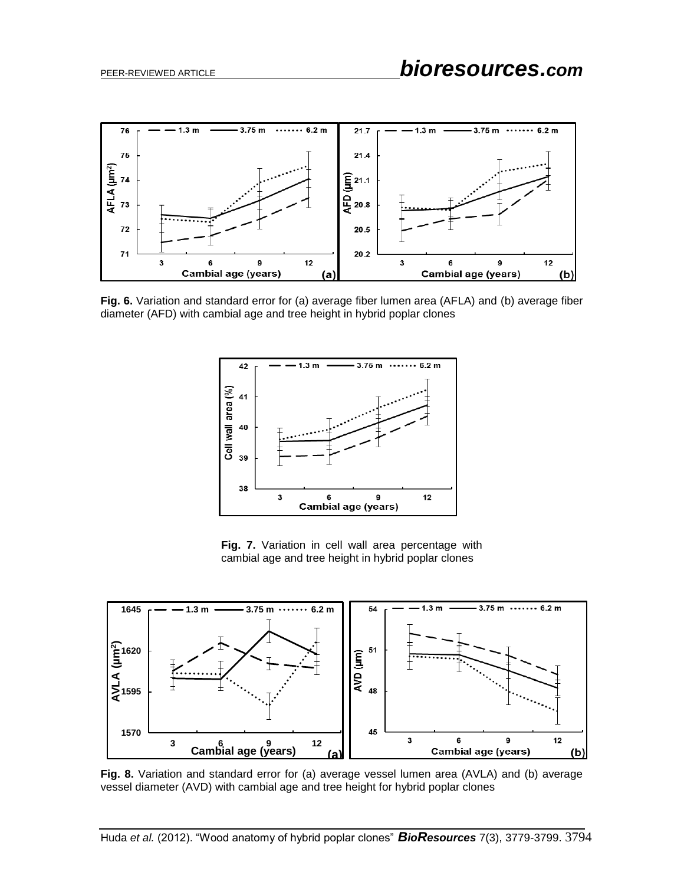**Fig. 6.** Variation and standard error for (a) average fiber lumen area (AFLA) and (b) average fiber diameter (AFD) with cambial age and tree height in hybrid poplar clones

**Fig. 7.** Variation in cell wall area percentage with cambial age and tree height in hybrid poplar clones

**Fig. 8.** Variation and standard error for (a) average vessel lumen area (AVLA) and (b) average vessel diameter (AVD) with cambial age and tree height for hybrid poplar clones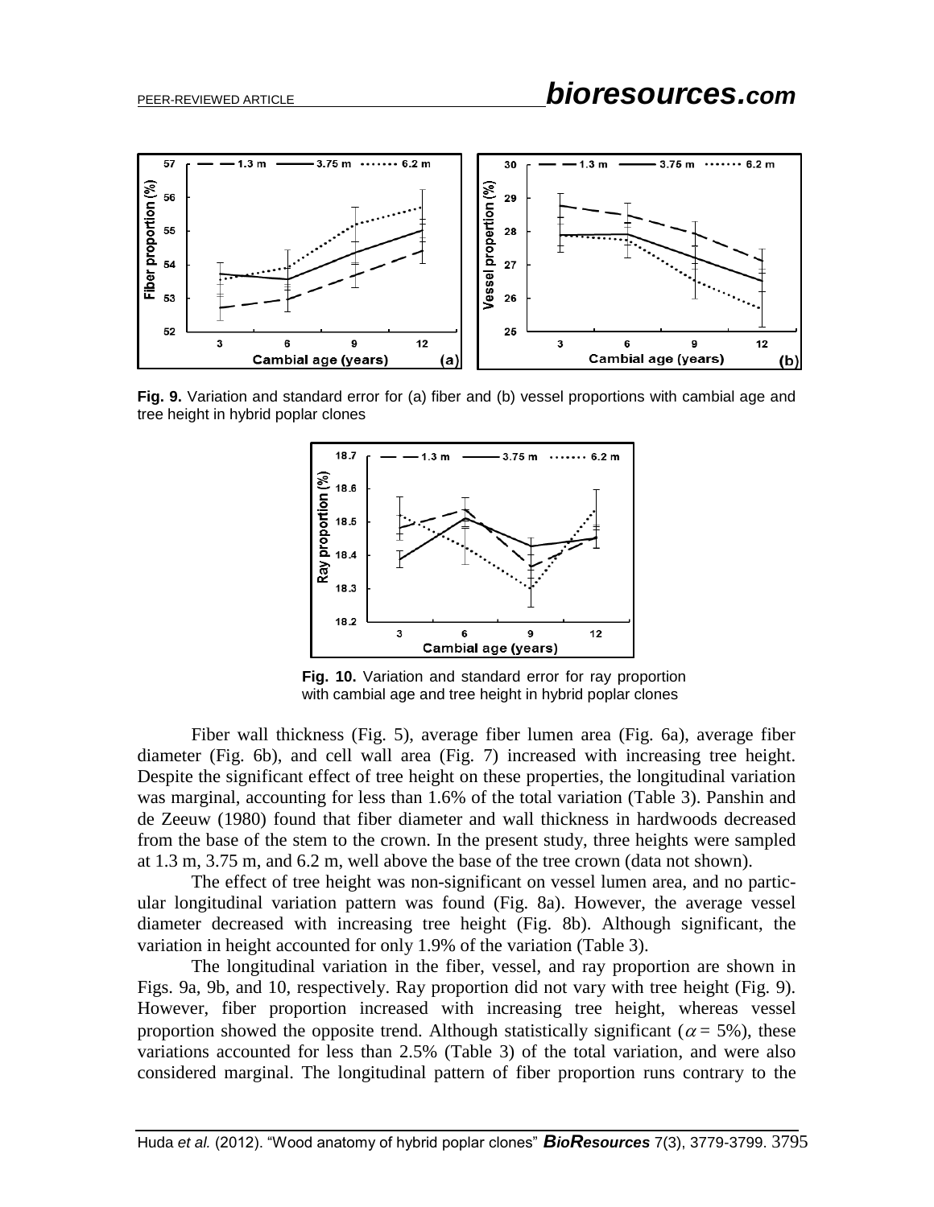**Fig. 9.** Variation and standard error for (a) fiber and (b) vessel proportions with cambial age and tree height in hybrid poplar clones

**Fig. 10.** Variation and standard error for ray proportion with cambial age and tree height in hybrid poplar clones

Fiber wall thickness (Fig. 5), average fiber lumen area (Fig. 6a), average fiber diameter (Fig. 6b), and cell wall area (Fig. 7) increased with increasing tree height. Despite the significant effect of tree height on these properties, the longitudinal variation was marginal, accounting for less than 1.6% of the total variation (Table 3). Panshin and de Zeeuw (1980) found that fiber diameter and wall thickness in hardwoods decreased from the base of the stem to the crown. In the present study, three heights were sampled at 1.3 m, 3.75 m, and 6.2 m, well above the base of the tree crown (data not shown).

The effect of tree height was non-significant on vessel lumen area, and no particular longitudinal variation pattern was found (Fig. 8a). However, the average vessel diameter decreased with increasing tree height (Fig. 8b). Although significant, the variation in height accounted for only 1.9% of the variation (Table 3).

The longitudinal variation in the fiber, vessel, and ray proportion are shown in Figs. 9a, 9b, and 10, respectively. Ray proportion did not vary with tree height (Fig. 9). However, fiber proportion increased with increasing tree height, whereas vessel proportion showed the opposite trend. Although statistically significant ($\alpha = 5\%$), these variations accounted for less than 2.5% (Table 3) of the total variation, and were also considered marginal. The longitudinal pattern of fiber proportion runs contrary to the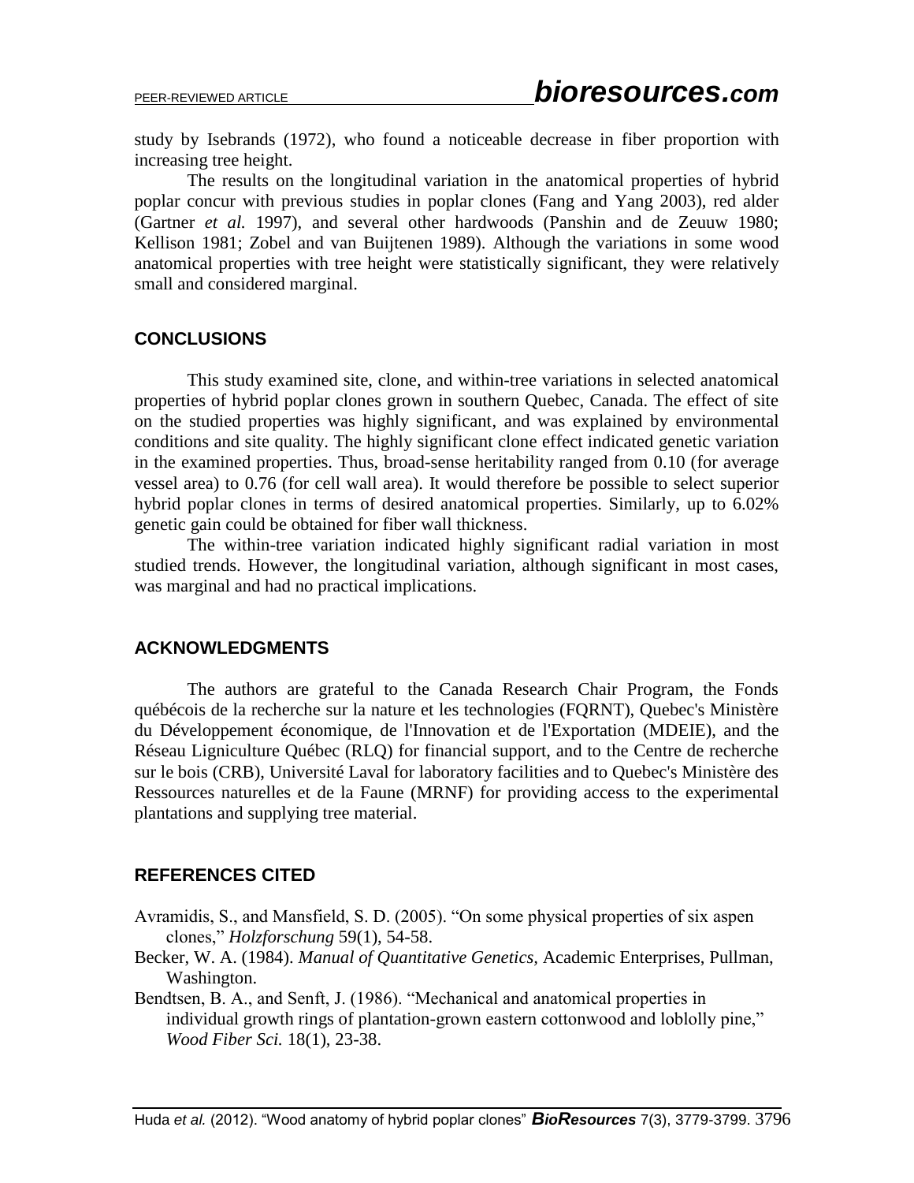study by Isebrands (1972), who found a noticeable decrease in fiber proportion with increasing tree height.

The results on the longitudinal variation in the anatomical properties of hybrid poplar concur with previous studies in poplar clones (Fang and Yang 2003), red alder (Gartner *et al.* 1997), and several other hardwoods (Panshin and de Zeeuw 1980; Kellison 1981; Zobel and van Buijtenen 1989). Although the variations in some wood anatomical properties with tree height were statistically significant, they were relatively small and considered marginal.

## CONCLUSIONS

This study examined site, clone, and within-tree variations in selected anatomical properties of hybrid poplar clones grown in southern Quebec, Canada. The effect of site on the studied properties was highly significant, and was explained by environmental conditions and site quality. The highly significant clone effect indicated genetic variation in the examined properties. Thus, broad-sense heritability ranged from 0.10 (for average vessel area) to 0.76 (for cell wall area). It would therefore be possible to select superior hybrid poplar clones in terms of desired anatomical properties. Similarly, up to 6.02% genetic gain could be obtained for fiber wall thickness.

The within-tree variation indicated highly significant radial variation in most studied trends. However, the longitudinal variation, although significant in most cases, was marginal and had no practical implications.

## ACKNOWLEDGMENTS

The authors are grateful to the Canada Research Chair Program, the Fonds québécois de la recherche sur la nature et les technologies (FQRNT), Quebec's Ministère du Développement économique, de l'Innovation et de l'Exportation (MDEIE), and the Réseau Ligniculture Québec (RLQ) for financial support, and to the Centre de recherche sur le bois (CRB), Université Laval for laboratory facilities and to Quebec's Ministère des Ressources naturelles et de la Faune (MRNF) for providing access to the experimental plantations and supplying tree material.

## REFERENCES CITED

Avramidis, S., and Mansfield, S. D. (2005). "On some physical properties of six aspen clones," *Holzforschung* 59(1), 54-58.

Becker, W. A. (1984). *Manual of Quantitative Genetics,* Academic Enterprises, Pullman, Washington.

Bendtsen, B. A., and Senft, J. (1986). "Mechanical and anatomical properties in individual growth rings of plantation-grown eastern cottonwood and loblolly pine," *Wood Fiber Sci.* 18(1), 23-38.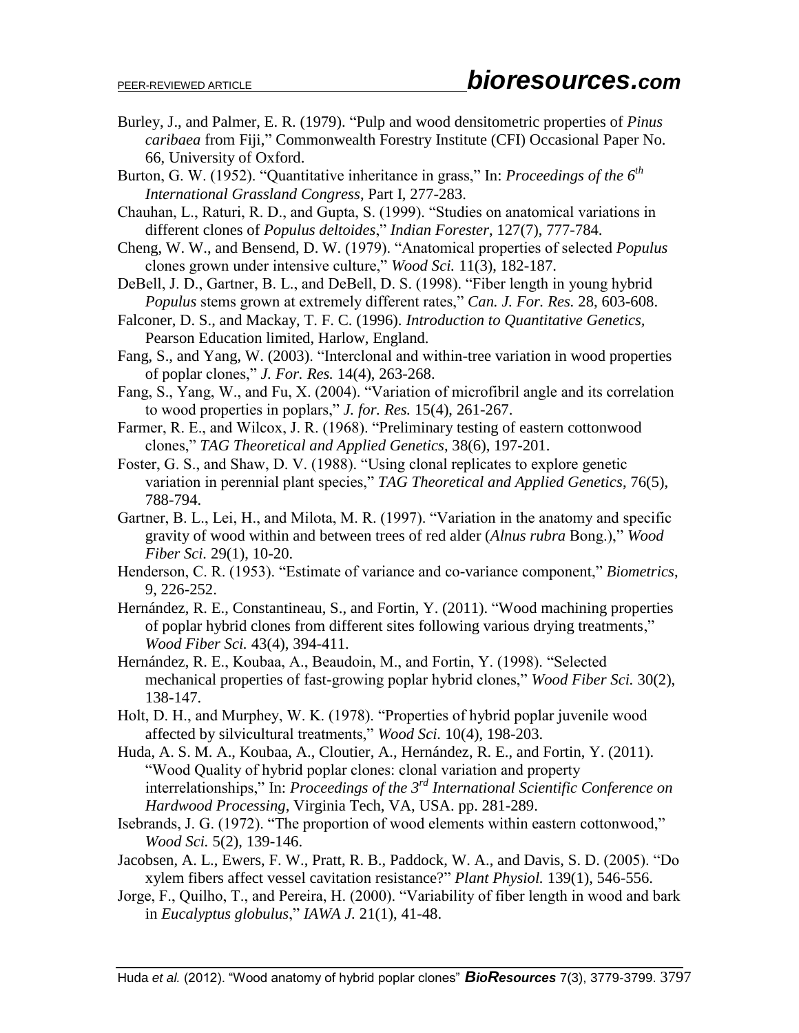Burley, J., and Palmer, E. R. (1979). "Pulp and wood densitometric properties of *Pinus caribaea* from Fiji," Commonwealth Forestry Institute (CFI) Occasional Paper No. 66, University of Oxford.

Burton, G. W. (1952). "Quantitative inheritance in grass," In: *Proceedings of the 6th International Grassland Congress*, Part I, 277-283.

Chauhan, L., Raturi, R. D., and Gupta, S. (1999). "Studies on anatomical variations in different clones of *Populus deltoides*," *Indian Forester*, 127(7), 777-784.

Cheng, W. W., and Bensend, D. W. (1979). "Anatomical properties of selected *Populus* clones grown under intensive culture," *Wood Sci.* 11(3), 182-187.

DeBell, J. D., Gartner, B. L., and DeBell, D. S. (1998). "Fiber length in young hybrid *Populus* stems grown at extremely different rates," *Can. J. For. Res.* 28, 603-608.

Falconer, D. S., and Mackay, T. F. C. (1996). *Introduction to Quantitative Genetics,* Pearson Education limited, Harlow, England.

Fang, S., and Yang, W. (2003). "Interclonal and within-tree variation in wood properties of poplar clones," *J. For. Res.* 14(4), 263-268.

Fang, S., Yang, W., and Fu, X. (2004). "Variation of microfibril angle and its correlation to wood properties in poplars," *J. for. Res.* 15(4), 261-267.

Farmer, R. E., and Wilcox, J. R. (1968). "Preliminary testing of eastern cottonwood clones," *TAG Theoretical and Applied Genetics*, 38(6), 197-201.

Foster, G. S., and Shaw, D. V. (1988). "Using clonal replicates to explore genetic variation in perennial plant species," *TAG Theoretical and Applied Genetics*, 76(5), 788-794.

Gartner, B. L., Lei, H., and Milota, M. R. (1997). "Variation in the anatomy and specific gravity of wood within and between trees of red alder (*Alnus rubra* Bong.)," *Wood Fiber Sci.* 29(1), 10-20.

Henderson, C. R. (1953). "Estimate of variance and co-variance component," *Biometrics*, 9, 226-252.

Hernández, R. E., Constantineau, S., and Fortin, Y. (2011). "Wood machining properties of poplar hybrid clones from different sites following various drying treatments," *Wood Fiber Sci.* 43(4), 394-411.

Hernández, R. E., Koubaa, A., Beaudoin, M., and Fortin, Y. (1998). "Selected mechanical properties of fast-growing poplar hybrid clones," *Wood Fiber Sci.* 30(2), 138-147.

Holt, D. H., and Murphey, W. K. (1978). "Properties of hybrid poplar juvenile wood affected by silvicultural treatments," *Wood Sci.* 10(4), 198-203.

Huda, A. S. M. A., Koubaa, A., Cloutier, A., Hernández, R. E., and Fortin, Y. (2011). "Wood Quality of hybrid poplar clones: clonal variation and property interrelationships," In: *Proceedings of the 3rd International Scientific Conference on Hardwood Processing*, Virginia Tech, VA, USA. pp. 281-289.

Isebrands, J. G. (1972). "The proportion of wood elements within eastern cottonwood," *Wood Sci.* 5(2), 139-146.

Jacobsen, A. L., Ewers, F. W., Pratt, R. B., Paddock, W. A., and Davis, S. D. (2005). "Do xylem fibers affect vessel cavitation resistance?" *Plant Physiol.* 139(1), 546-556.

Jorge, F., Quilho, T., and Pereira, H. (2000). "Variability of fiber length in wood and bark in *Eucalyptus globulus*," *IAWA J.* 21(1), 41-48.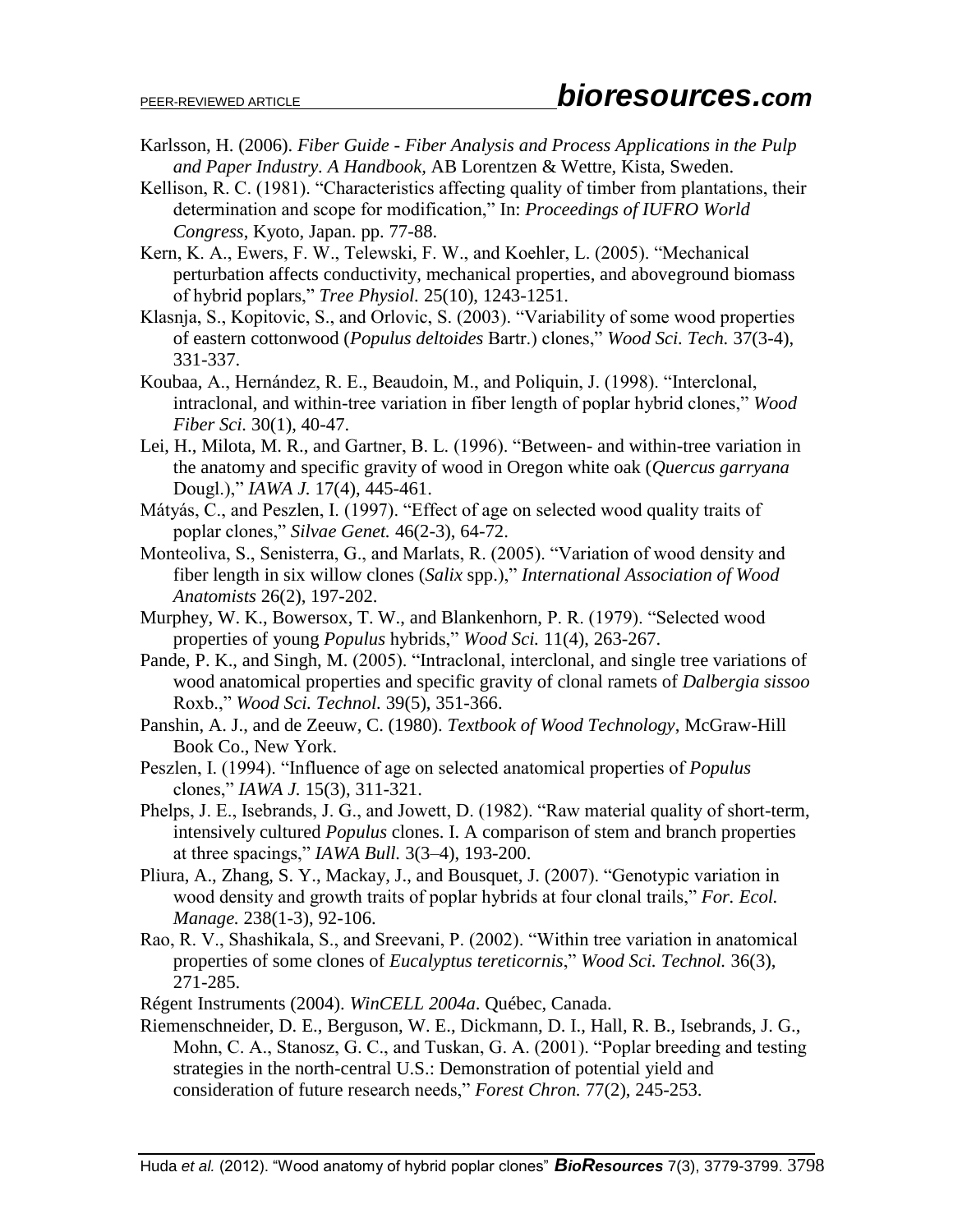Karlsson, H. (2006). *Fiber Guide - Fiber Analysis and Process Applications in the Pulp and Paper Industry*. *A Handbook*, AB Lorentzen & Wettre, Kista, Sweden.

Kellison, R. C. (1981). "Characteristics affecting quality of timber from plantations, their determination and scope for modification," In: *Proceedings of IUFRO World Congress*, Kyoto, Japan. pp. 77-88.

Kern, K. A., Ewers, F. W., Telewski, F. W., and Koehler, L. (2005). "Mechanical perturbation affects conductivity, mechanical properties, and aboveground biomass of hybrid poplars," *Tree Physiol.* 25(10), 1243-1251.

Klasnja, S., Kopitovic, S., and Orlovic, S. (2003). "Variability of some wood properties of eastern cottonwood (*Populus deltoides* Bartr.) clones," *Wood Sci. Tech.* 37(3-4), 331-337.

Koubaa, A., Hernández, R. E., Beaudoin, M., and Poliquin, J. (1998). "Interclonal, intraclonal, and within-tree variation in fiber length of poplar hybrid clones," *Wood Fiber Sci.* 30(1), 40-47.

Lei, H., Milota, M. R., and Gartner, B. L. (1996). "Between- and within-tree variation in the anatomy and specific gravity of wood in Oregon white oak (*Quercus garryana* Dougl.)," *IAWA J.* 17(4), 445-461.

Mátyás, C., and Peszlen, I. (1997). "Effect of age on selected wood quality traits of poplar clones," *Silvae Genet.* 46(2-3), 64-72.

Monteoliva, S., Senisterra, G., and Marlats, R. (2005). "Variation of wood density and fiber length in six willow clones (*Salix* spp.)," *International Association of Wood Anatomists* 26(2), 197-202.

Murphey, W. K., Bowersox, T. W., and Blankenhorn, P. R. (1979). "Selected wood properties of young *Populus* hybrids," *Wood Sci.* 11(4), 263-267.

Pande, P. K., and Singh, M. (2005). "Intraclonal, interclonal, and single tree variations of wood anatomical properties and specific gravity of clonal ramets of *Dalbergia sissoo* Roxb.," *Wood Sci. Technol.* 39(5), 351-366.

Panshin, A. J., and de Zeeuw, C. (1980). *Textbook of Wood Technology*, McGraw-Hill Book Co., New York.

Peszlen, I. (1994). "Influence of age on selected anatomical properties of *Populus* clones," *IAWA J.* 15(3), 311-321.

Phelps, J. E., Isebrands, J. G., and Jowett, D. (1982). "Raw material quality of short-term, intensively cultured *Populus* clones. I. A comparison of stem and branch properties at three spacings," *IAWA Bull.* 3(3–4), 193-200.

Pliura, A., Zhang, S. Y., Mackay, J., and Bousquet, J. (2007). "Genotypic variation in wood density and growth traits of poplar hybrids at four clonal trails," *For. Ecol. Manage.* 238(1-3), 92-106.

Rao, R. V., Shashikala, S., and Sreevani, P. (2002). "Within tree variation in anatomical properties of some clones of *Eucalyptus tereticornis*," *Wood Sci. Technol.* 36(3), 271-285.

Régent Instruments (2004). *WinCELL 2004a*. Québec, Canada.

Riemenschneider, D. E., Berguson, W. E., Dickmann, D. I., Hall, R. B., Isebrands, J. G., Mohn, C. A., Stanosz, G. C., and Tuskan, G. A. (2001). "Poplar breeding and testing strategies in the north-central U.S.: Demonstration of potential yield and consideration of future research needs," *Forest Chron.* 77(2), 245-253.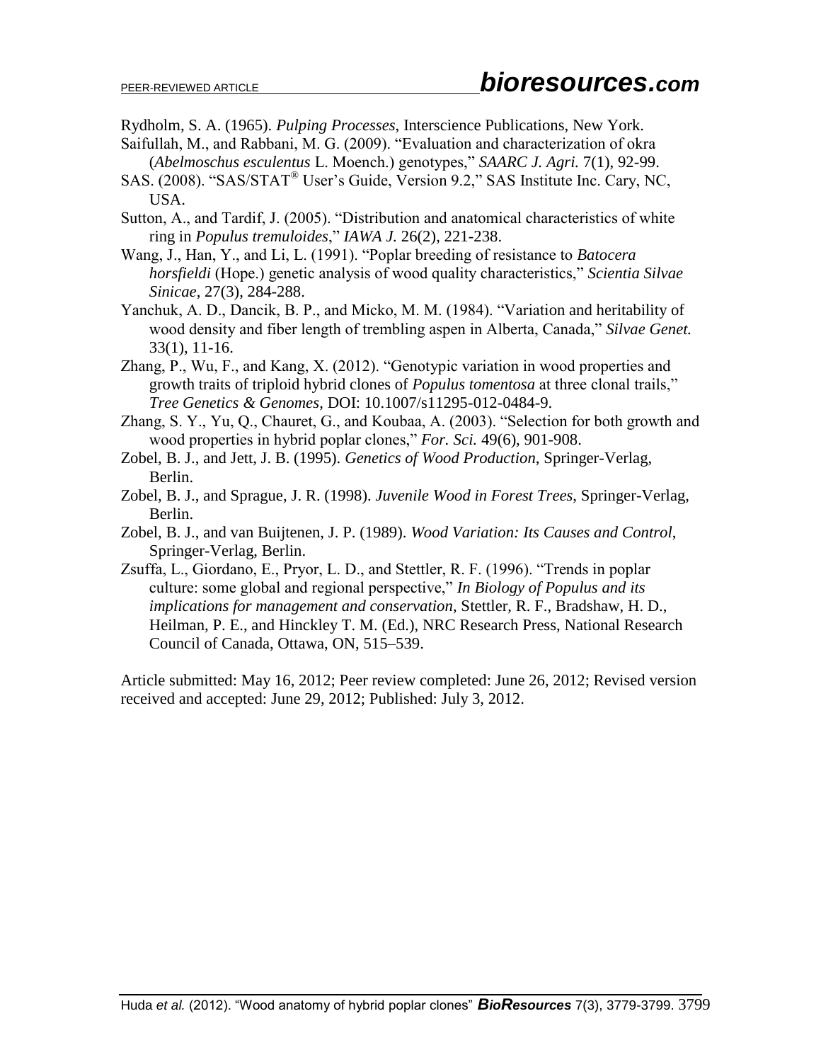Rydholm, S. A. (1965). *Pulping Processes*, Interscience Publications, New York.

Saifullah, M., and Rabbani, M. G. (2009). "Evaluation and characterization of okra (*Abelmoschus esculentus* L. Moench.) genotypes," *SAARC J. Agri.* 7(1), 92-99.

SAS. (2008). "SAS/STAT® User's Guide, Version 9.2," SAS Institute Inc. Cary, NC, USA.

Sutton, A., and Tardif, J. (2005). "Distribution and anatomical characteristics of white ring in *Populus tremuloides*," *IAWA J.* 26(2), 221-238.

Wang, J., Han, Y., and Li, L. (1991). "Poplar breeding of resistance to *Batocera horsfieldi* (Hope.) genetic analysis of wood quality characteristics," *Scientia Silvae Sinicae*, 27(3), 284-288.

Yanchuk, A. D., Dancik, B. P., and Micko, M. M. (1984). "Variation and heritability of wood density and fiber length of trembling aspen in Alberta, Canada," *Silvae Genet.* 33(1), 11-16.

Zhang, P., Wu, F., and Kang, X. (2012). "Genotypic variation in wood properties and growth traits of triploid hybrid clones of *Populus tomentosa* at three clonal trails," *Tree Genetics & Genomes*, DOI: 10.1007/s11295-012-0484-9.

Zhang, S. Y., Yu, Q., Chauret, G., and Koubaa, A. (2003). "Selection for both growth and wood properties in hybrid poplar clones," *For. Sci.* 49(6), 901-908.

Zobel, B. J., and Jett, J. B. (1995). *Genetics of Wood Production*, Springer-Verlag, Berlin.

Zobel, B. J., and Sprague, J. R. (1998). *Juvenile Wood in Forest Trees*, Springer-Verlag, Berlin.

Zobel, B. J., and van Buijtenen, J. P. (1989). *Wood Variation: Its Causes and Control*, Springer-Verlag, Berlin.

Zsuffa, L., Giordano, E., Pryor, L. D., and Stettler, R. F. (1996). "Trends in poplar culture: some global and regional perspective," *In Biology of Populus and its implications for management and conservation*, Stettler, R. F., Bradshaw, H. D., Heilman, P. E., and Hinckley T. M. (Ed.), NRC Research Press, National Research Council of Canada, Ottawa, ON, 515–539.

Article submitted: May 16, 2012; Peer review completed: June 26, 2012; Revised version received and accepted: June 29, 2012; Published: July 3, 2012.